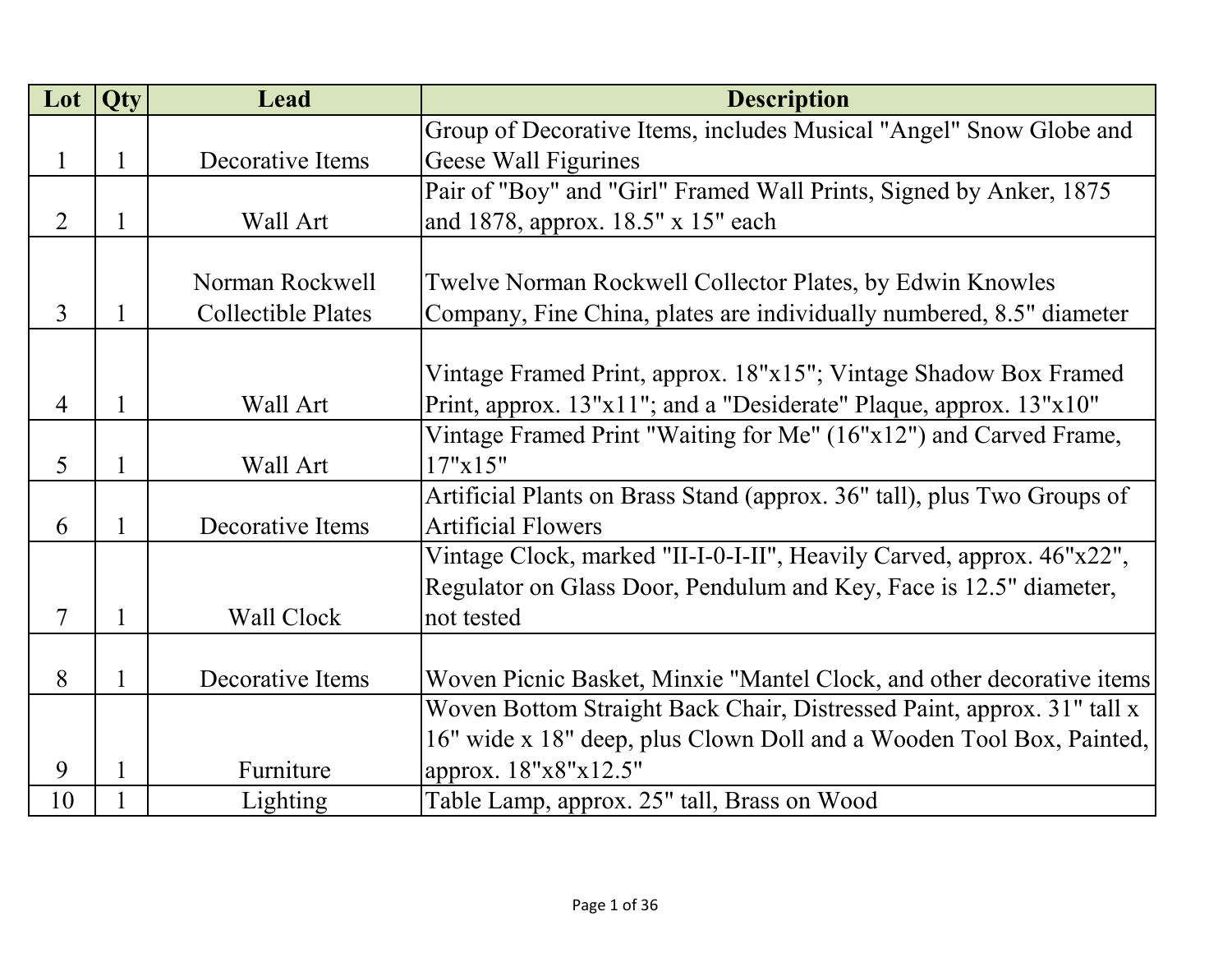| Lot | Qty | Lead | Description |
|---|---|---|---|
| 1 | 1 | Decorative Items | Group of Decorative Items, includes Musical "Angel" Snow Globe and Geese Wall Figurines |
| 2 | 1 | Wall Art | Pair of "Boy" and "Girl" Framed Wall Prints, Signed by Anker, 1875 and 1878, approx. 18.5" x 15" each |
| 3 | 1 | Norman Rockwell Collectible Plates | Twelve Norman Rockwell Collector Plates, by Edwin Knowles Company, Fine China, plates are individually numbered, 8.5" diameter |
| 4 | 1 | Wall Art | Vintage Framed Print, approx. 18"x15"; Vintage Shadow Box Framed Print, approx. 13"x11"; and a "Desiderate" Plaque, approx. 13"x10" |
| 5 | 1 | Wall Art | Vintage Framed Print "Waiting for Me" (16"x12") and Carved Frame, 17"x15" |
| 6 | 1 | Decorative Items | Artificial Plants on Brass Stand (approx. 36" tall), plus Two Groups of Artificial Flowers |
| 7 | 1 | Wall Clock | Vintage Clock, marked "II-I-0-I-II", Heavily Carved, approx. 46"x22", Regulator on Glass Door, Pendulum and Key, Face is 12.5" diameter, not tested |
| 8 | 1 | Decorative Items | Woven Picnic Basket, Minxie "Mantel Clock, and other decorative items |
| 9 | 1 | Furniture | Woven Bottom Straight Back Chair, Distressed Paint, approx. 31" tall x 16" wide x 18" deep, plus Clown Doll and a Wooden Tool Box, Painted, approx. 18"x8"x12.5" |
| 10 | 1 | Lighting | Table Lamp, approx. 25" tall, Brass on Wood |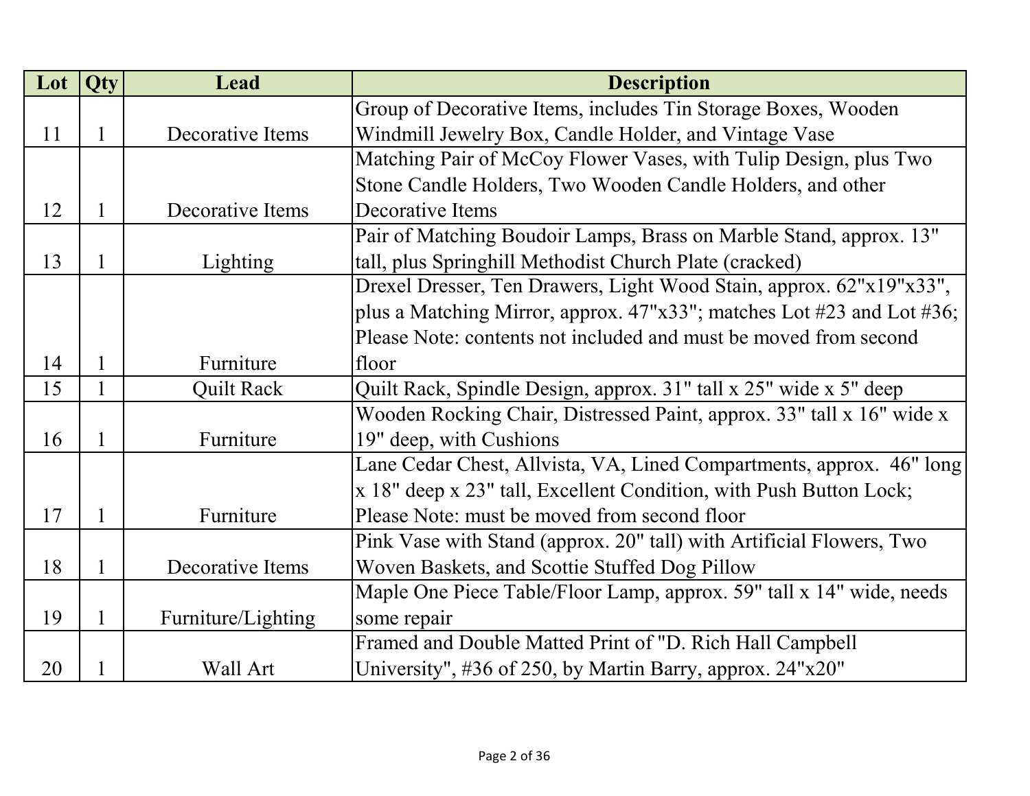| Lot | Qty | Lead | Description |
| --- | --- | --- | --- |
| 11 | 1 | Decorative Items | Group of Decorative Items, includes Tin Storage Boxes, Wooden Windmill Jewelry Box, Candle Holder, and Vintage Vase |
| 12 | 1 | Decorative Items | Matching Pair of McCoy Flower Vases, with Tulip Design, plus Two Stone Candle Holders, Two Wooden Candle Holders, and other Decorative Items |
| 13 | 1 | Lighting | Pair of Matching Boudoir Lamps, Brass on Marble Stand, approx. 13" tall, plus Springhill Methodist Church Plate (cracked) |
| 14 | 1 | Furniture | Drexel Dresser, Ten Drawers, Light Wood Stain, approx. 62"x19"x33", plus a Matching Mirror, approx. 47"x33"; matches Lot #23 and Lot #36; Please Note: contents not included and must be moved from second floor |
| 15 | 1 | Quilt Rack | Quilt Rack, Spindle Design, approx. 31" tall x 25" wide x 5" deep |
| 16 | 1 | Furniture | Wooden Rocking Chair, Distressed Paint, approx. 33" tall x 16" wide x 19" deep, with Cushions |
| 17 | 1 | Furniture | Lane Cedar Chest, Allvista, VA, Lined Compartments, approx. 46" long x 18" deep x 23" tall, Excellent Condition, with Push Button Lock; Please Note: must be moved from second floor |
| 18 | 1 | Decorative Items | Pink Vase with Stand (approx. 20" tall) with Artificial Flowers, Two Woven Baskets, and Scottie Stuffed Dog Pillow |
| 19 | 1 | Furniture/Lighting | Maple One Piece Table/Floor Lamp, approx. 59" tall x 14" wide, needs some repair |
| 20 | 1 | Wall Art | Framed and Double Matted Print of "D. Rich Hall Campbell University", #36 of 250, by Martin Barry, approx. 24"x20" |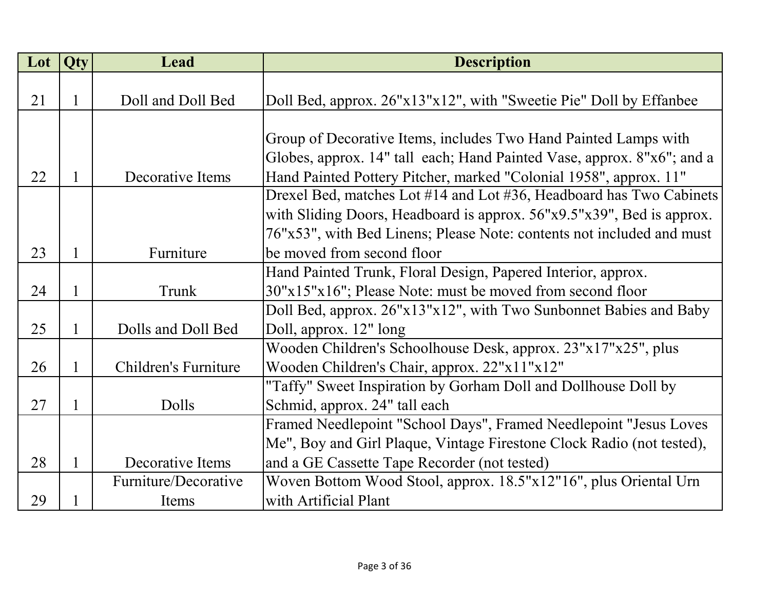| Lot | Qty | Lead | Description |
|---|---|---|---|
| 21 | 1 | Doll and Doll Bed | Doll Bed, approx. 26"x13"x12", with "Sweetie Pie" Doll by Effanbee |
| 22 | 1 | Decorative Items | Group of Decorative Items, includes Two Hand Painted Lamps with Globes, approx. 14" tall each; Hand Painted Vase, approx. 8"x6"; and a Hand Painted Pottery Pitcher, marked "Colonial 1958", approx. 11" |
| 23 | 1 | Furniture | Drexel Bed, matches Lot #14 and Lot #36, Headboard has Two Cabinets with Sliding Doors, Headboard is approx. 56"x9.5"x39", Bed is approx. 76"x53", with Bed Linens; Please Note: contents not included and must be moved from second floor |
| 24 | 1 | Trunk | Hand Painted Trunk, Floral Design, Papered Interior, approx. 30"x15"x16"; Please Note: must be moved from second floor |
| 25 | 1 | Dolls and Doll Bed | Doll Bed, approx. 26"x13"x12", with Two Sunbonnet Babies and Baby Doll, approx. 12" long |
| 26 | 1 | Children's Furniture | Wooden Children's Schoolhouse Desk, approx. 23"x17"x25", plus Wooden Children's Chair, approx. 22"x11"x12" |
| 27 | 1 | Dolls | "Taffy" Sweet Inspiration by Gorham Doll and Dollhouse Doll by Schmid, approx. 24" tall each |
| 28 | 1 | Decorative Items | Framed Needlepoint "School Days", Framed Needlepoint "Jesus Loves Me", Boy and Girl Plaque, Vintage Firestone Clock Radio (not tested), and a GE Cassette Tape Recorder (not tested) |
| 29 | 1 | Furniture/Decorative Items | Woven Bottom Wood Stool, approx. 18.5"x12"16", plus Oriental Urn with Artificial Plant |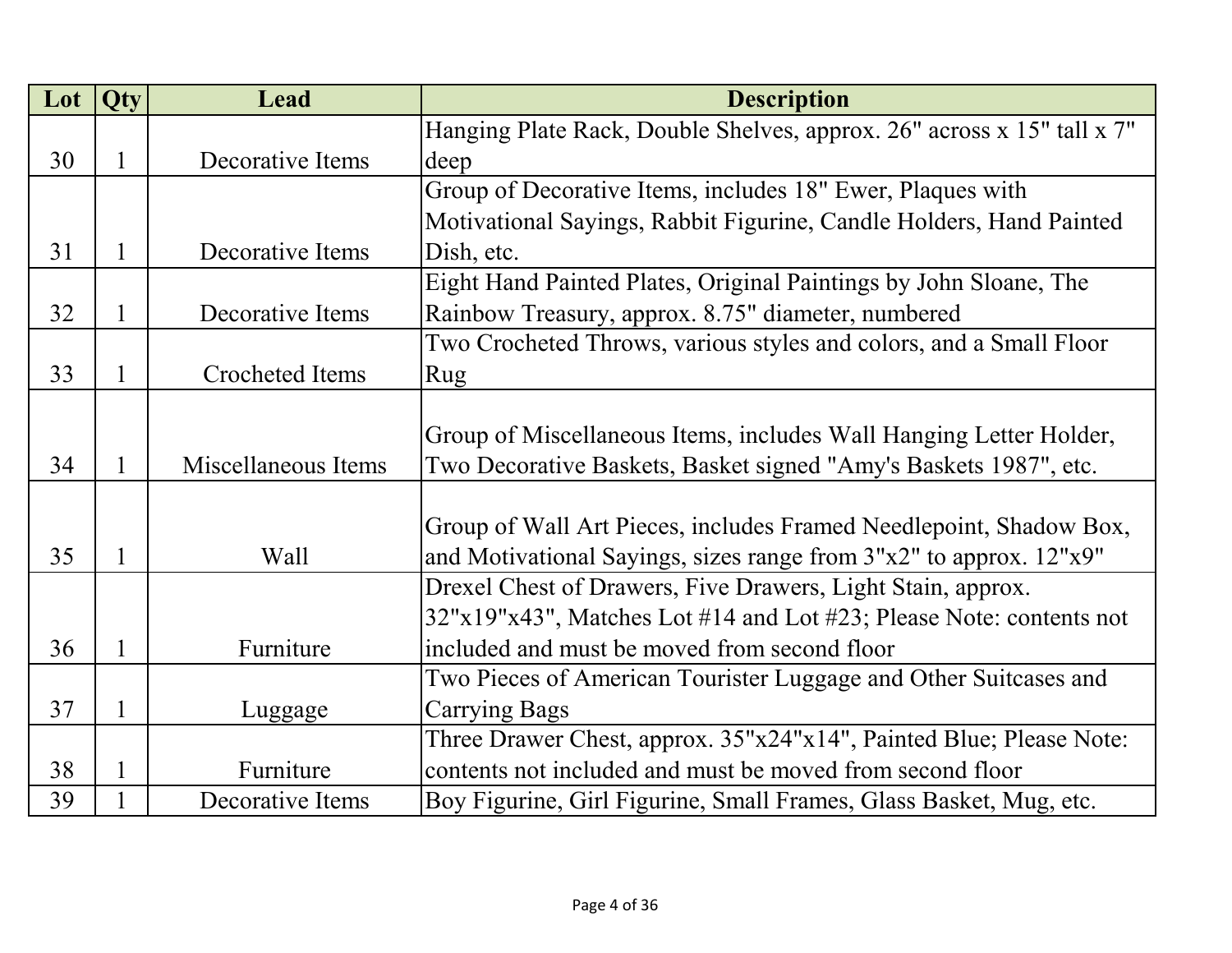| Lot | Qty | Lead | Description |
|---|---|---|---|
| 30 | 1 | Decorative Items | Hanging Plate Rack, Double Shelves, approx. 26" across x 15" tall x 7" deep |
| 31 | 1 | Decorative Items | Group of Decorative Items, includes 18" Ewer, Plaques with Motivational Sayings, Rabbit Figurine, Candle Holders, Hand Painted Dish, etc. |
| 32 | 1 | Decorative Items | Eight Hand Painted Plates, Original Paintings by John Sloane, The Rainbow Treasury, approx. 8.75" diameter, numbered |
| 33 | 1 | Crocheted Items | Two Crocheted Throws, various styles and colors, and a Small Floor Rug |
| 34 | 1 | Miscellaneous Items | Group of Miscellaneous Items, includes Wall Hanging Letter Holder, Two Decorative Baskets, Basket signed "Amy's Baskets 1987", etc. |
| 35 | 1 | Wall | Group of Wall Art Pieces, includes Framed Needlepoint, Shadow Box, and Motivational Sayings, sizes range from 3"x2" to approx. 12"x9" |
| 36 | 1 | Furniture | Drexel Chest of Drawers, Five Drawers, Light Stain, approx. 32"x19"x43", Matches Lot #14 and Lot #23; Please Note: contents not included and must be moved from second floor |
| 37 | 1 | Luggage | Two Pieces of American Tourister Luggage and Other Suitcases and Carrying Bags |
| 38 | 1 | Furniture | Three Drawer Chest, approx. 35"x24"x14", Painted Blue; Please Note: contents not included and must be moved from second floor |
| 39 | 1 | Decorative Items | Boy Figurine, Girl Figurine, Small Frames, Glass Basket, Mug, etc. |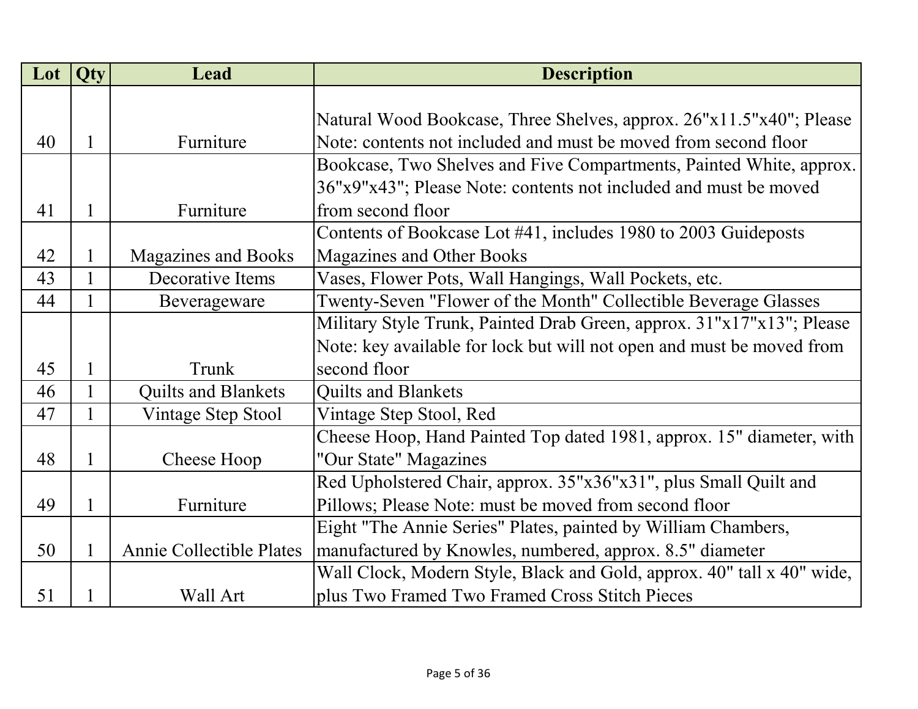| Lot | Qty | Lead | Description |
|---|---|---|---|
| 40 | 1 | Furniture | Natural Wood Bookcase, Three Shelves, approx. 26"x11.5"x40"; Please Note: contents not included and must be moved from second floor |
| 41 | 1 | Furniture | Bookcase, Two Shelves and Five Compartments, Painted White, approx. 36"x9"x43"; Please Note: contents not included and must be moved from second floor |
| 42 | 1 | Magazines and Books | Contents of Bookcase Lot #41, includes 1980 to 2003 Guideposts Magazines and Other Books |
| 43 | 1 | Decorative Items | Vases, Flower Pots, Wall Hangings, Wall Pockets, etc. |
| 44 | 1 | Beverageware | Twenty-Seven "Flower of the Month" Collectible Beverage Glasses |
| 45 | 1 | Trunk | Military Style Trunk, Painted Drab Green, approx. 31"x17"x13"; Please Note: key available for lock but will not open and must be moved from second floor |
| 46 | 1 | Quilts and Blankets | Quilts and Blankets |
| 47 | 1 | Vintage Step Stool | Vintage Step Stool, Red |
| 48 | 1 | Cheese Hoop | Cheese Hoop, Hand Painted Top dated 1981, approx. 15" diameter, with "Our State" Magazines |
| 49 | 1 | Furniture | Red Upholstered Chair, approx. 35"x36"x31", plus Small Quilt and Pillows; Please Note: must be moved from second floor |
| 50 | 1 | Annie Collectible Plates | Eight "The Annie Series" Plates, painted by William Chambers, manufactured by Knowles, numbered, approx. 8.5" diameter |
| 51 | 1 | Wall Art | Wall Clock, Modern Style, Black and Gold, approx. 40" tall x 40" wide, plus Two Framed Two Framed Cross Stitch Pieces |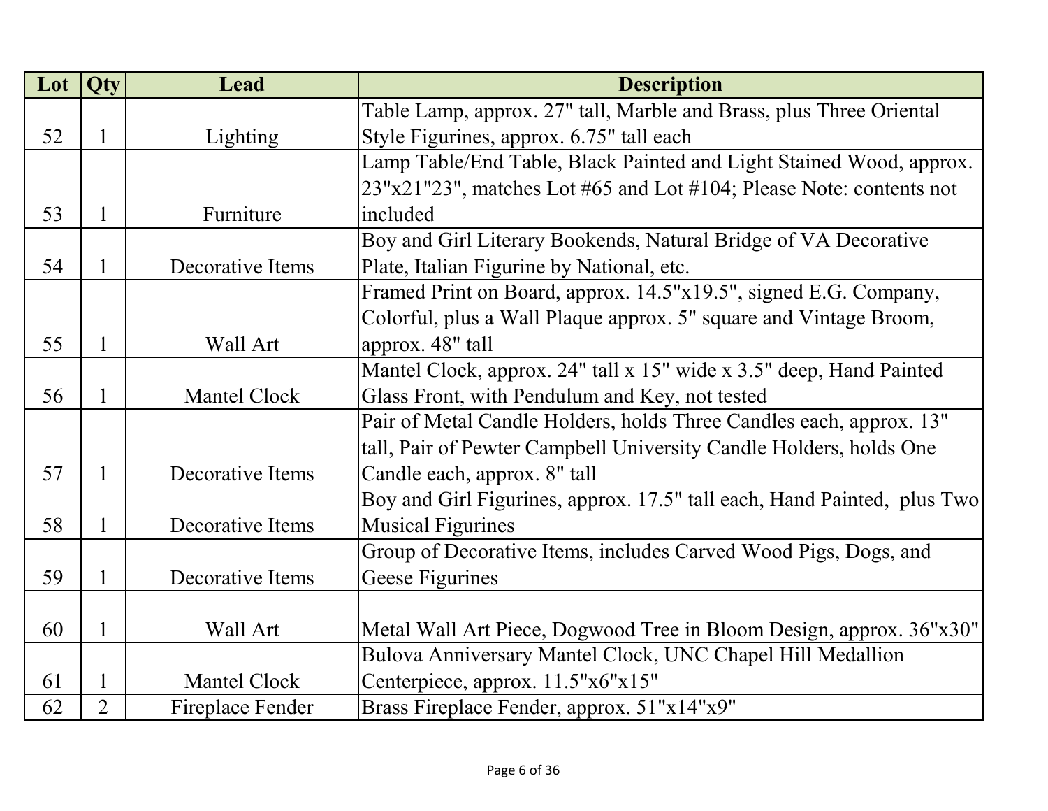| Lot | Qty | Lead | Description |
| --- | --- | --- | --- |
| 52 | 1 | Lighting | Table Lamp, approx. 27" tall, Marble and Brass, plus Three Oriental Style Figurines, approx. 6.75" tall each |
| 53 | 1 | Furniture | Lamp Table/End Table, Black Painted and Light Stained Wood, approx. 23"x21"23", matches Lot #65 and Lot #104; Please Note: contents not included |
| 54 | 1 | Decorative Items | Boy and Girl Literary Bookends, Natural Bridge of VA Decorative Plate, Italian Figurine by National, etc. |
| 55 | 1 | Wall Art | Framed Print on Board, approx. 14.5"x19.5", signed E.G. Company, Colorful, plus a Wall Plaque approx. 5" square and Vintage Broom, approx. 48" tall |
| 56 | 1 | Mantel Clock | Mantel Clock, approx. 24" tall x 15" wide x 3.5" deep, Hand Painted Glass Front, with Pendulum and Key, not tested |
| 57 | 1 | Decorative Items | Pair of Metal Candle Holders, holds Three Candles each, approx. 13" tall, Pair of Pewter Campbell University Candle Holders, holds One Candle each, approx. 8" tall |
| 58 | 1 | Decorative Items | Boy and Girl Figurines, approx. 17.5" tall each, Hand Painted, plus Two Musical Figurines |
| 59 | 1 | Decorative Items | Group of Decorative Items, includes Carved Wood Pigs, Dogs, and Geese Figurines |
| 60 | 1 | Wall Art | Metal Wall Art Piece, Dogwood Tree in Bloom Design, approx. 36"x30" |
| 61 | 1 | Mantel Clock | Bulova Anniversary Mantel Clock, UNC Chapel Hill Medallion Centerpiece, approx. 11.5"x6"x15" |
| 62 | 2 | Fireplace Fender | Brass Fireplace Fender, approx. 51"x14"x9" |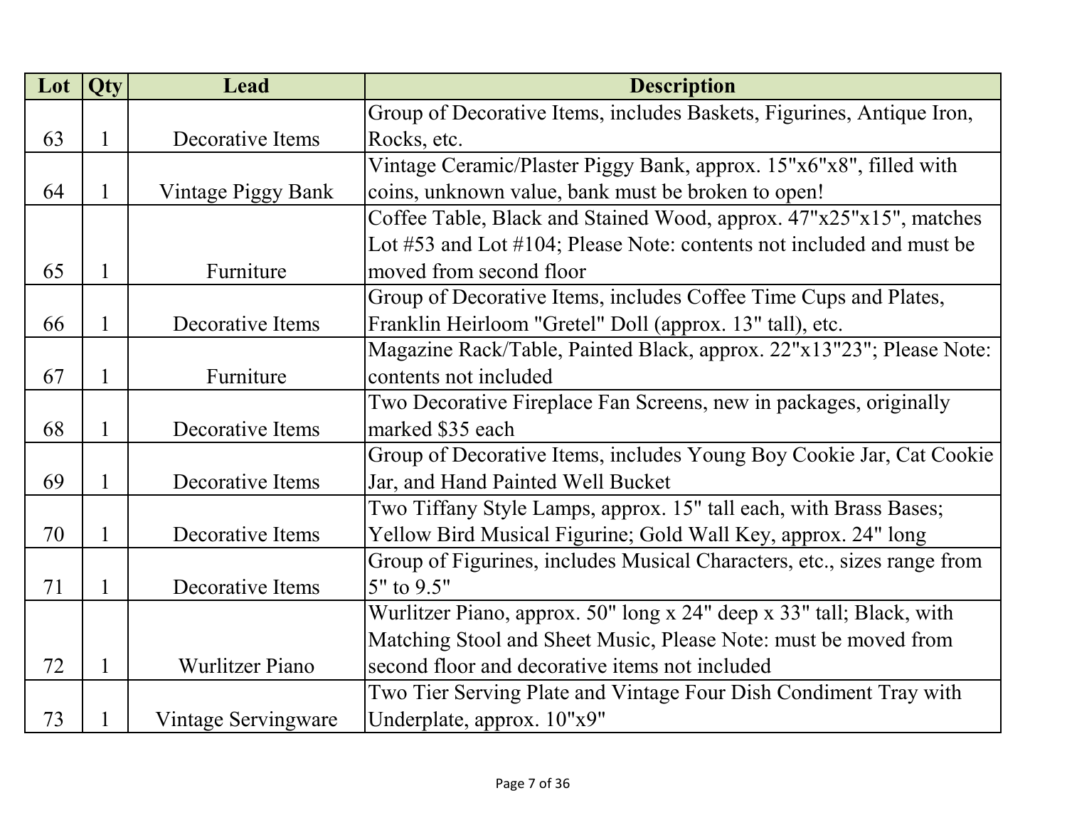| Lot | Qty | Lead | Description |
| --- | --- | --- | --- |
| 63 | 1 | Decorative Items | Group of Decorative Items, includes Baskets, Figurines, Antique Iron, Rocks, etc. |
| 64 | 1 | Vintage Piggy Bank | Vintage Ceramic/Plaster Piggy Bank, approx. 15"x6"x8", filled with coins, unknown value, bank must be broken to open! |
| 65 | 1 | Furniture | Coffee Table, Black and Stained Wood, approx. 47"x25"x15", matches Lot #53 and Lot #104; Please Note: contents not included and must be moved from second floor |
| 66 | 1 | Decorative Items | Group of Decorative Items, includes Coffee Time Cups and Plates, Franklin Heirloom "Gretel" Doll (approx. 13" tall), etc. |
| 67 | 1 | Furniture | Magazine Rack/Table, Painted Black, approx. 22"x13"23"; Please Note: contents not included |
| 68 | 1 | Decorative Items | Two Decorative Fireplace Fan Screens, new in packages, originally marked $35 each |
| 69 | 1 | Decorative Items | Group of Decorative Items, includes Young Boy Cookie Jar, Cat Cookie Jar, and Hand Painted Well Bucket |
| 70 | 1 | Decorative Items | Two Tiffany Style Lamps, approx. 15" tall each, with Brass Bases; Yellow Bird Musical Figurine; Gold Wall Key, approx. 24" long |
| 71 | 1 | Decorative Items | Group of Figurines, includes Musical Characters, etc., sizes range from 5" to 9.5" |
| 72 | 1 | Wurlitzer Piano | Wurlitzer Piano, approx. 50" long x 24" deep x 33" tall; Black, with Matching Stool and Sheet Music, Please Note: must be moved from second floor and decorative items not included |
| 73 | 1 | Vintage Servingware | Two Tier Serving Plate and Vintage Four Dish Condiment Tray with Underplate, approx. 10"x9" |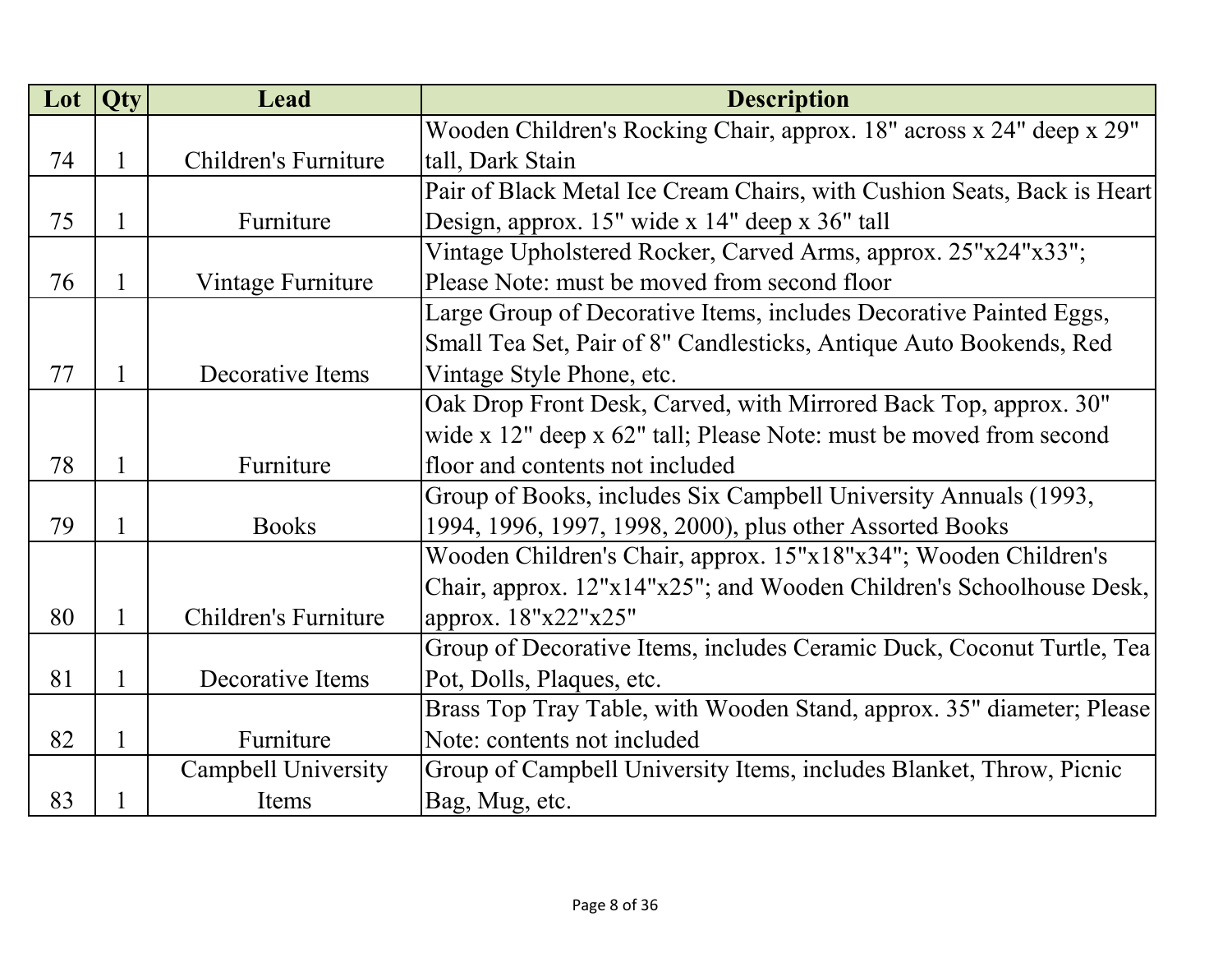| Lot | Qty | Lead | Description |
|---|---|---|---|
| 74 | 1 | Children's Furniture | Wooden Children's Rocking Chair, approx. 18" across x 24" deep x 29" tall, Dark Stain |
| 75 | 1 | Furniture | Pair of Black Metal Ice Cream Chairs, with Cushion Seats, Back is Heart Design, approx. 15" wide x 14" deep x 36" tall |
| 76 | 1 | Vintage Furniture | Vintage Upholstered Rocker, Carved Arms, approx. 25"x24"x33"; Please Note: must be moved from second floor |
| 77 | 1 | Decorative Items | Large Group of Decorative Items, includes Decorative Painted Eggs, Small Tea Set, Pair of 8" Candlesticks, Antique Auto Bookends, Red Vintage Style Phone, etc. |
| 78 | 1 | Furniture | Oak Drop Front Desk, Carved, with Mirrored Back Top, approx. 30" wide x 12" deep x 62" tall; Please Note: must be moved from second floor and contents not included |
| 79 | 1 | Books | Group of Books, includes Six Campbell University Annuals (1993, 1994, 1996, 1997, 1998, 2000), plus other Assorted Books |
| 80 | 1 | Children's Furniture | Wooden Children's Chair, approx. 15"x18"x34"; Wooden Children's Chair, approx. 12"x14"x25"; and Wooden Children's Schoolhouse Desk, approx. 18"x22"x25" |
| 81 | 1 | Decorative Items | Group of Decorative Items, includes Ceramic Duck, Coconut Turtle, Tea Pot, Dolls, Plaques, etc. |
| 82 | 1 | Furniture | Brass Top Tray Table, with Wooden Stand, approx. 35" diameter; Please Note: contents not included |
| 83 | 1 | Campbell University Items | Group of Campbell University Items, includes Blanket, Throw, Picnic Bag, Mug, etc. |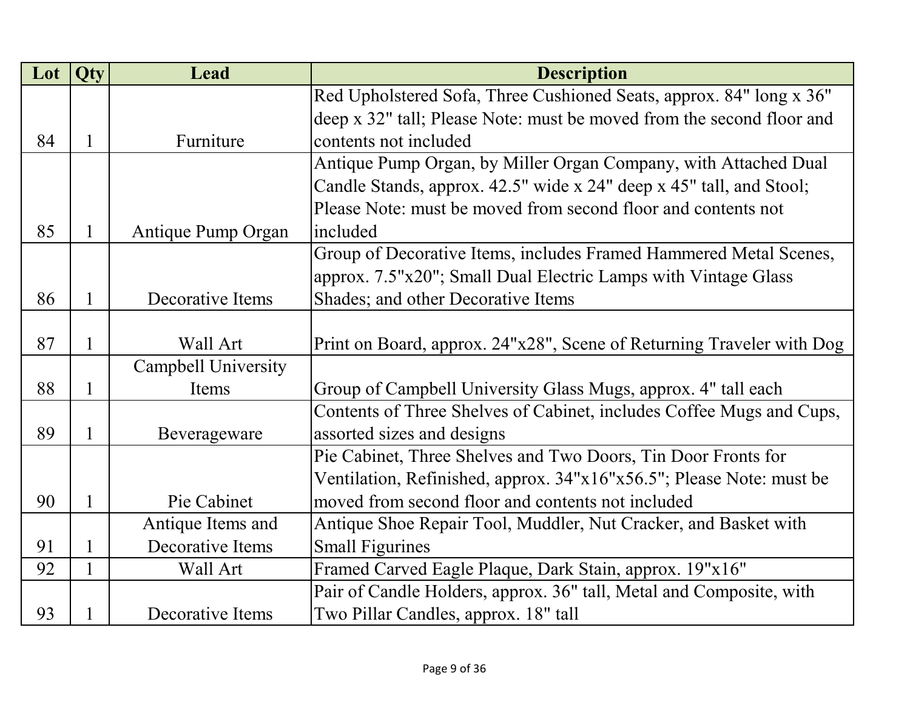| Lot | Qty | Lead | Description |
|---|---|---|---|
| 84 | 1 | Furniture | Red Upholstered Sofa, Three Cushioned Seats, approx. 84" long x 36" deep x 32" tall; Please Note: must be moved from the second floor and contents not included |
| 85 | 1 | Antique Pump Organ | Antique Pump Organ, by Miller Organ Company, with Attached Dual Candle Stands, approx. 42.5" wide x 24" deep x 45" tall, and Stool; Please Note: must be moved from second floor and contents not included |
| 86 | 1 | Decorative Items | Group of Decorative Items, includes Framed Hammered Metal Scenes, approx. 7.5"x20"; Small Dual Electric Lamps with Vintage Glass Shades; and other Decorative Items |
| 87 | 1 | Wall Art | Print on Board, approx. 24"x28", Scene of Returning Traveler with Dog |
| 88 | 1 | Campbell University Items | Group of Campbell University Glass Mugs, approx. 4" tall each |
| 89 | 1 | Beverageware | Contents of Three Shelves of Cabinet, includes Coffee Mugs and Cups, assorted sizes and designs |
| 90 | 1 | Pie Cabinet | Pie Cabinet, Three Shelves and Two Doors, Tin Door Fronts for Ventilation, Refinished, approx. 34"x16"x56.5"; Please Note: must be moved from second floor and contents not included |
| 91 | 1 | Antique Items and Decorative Items | Antique Shoe Repair Tool, Muddler, Nut Cracker, and Basket with Small Figurines |
| 92 | 1 | Wall Art | Framed Carved Eagle Plaque, Dark Stain, approx. 19"x16" |
| 93 | 1 | Decorative Items | Pair of Candle Holders, approx. 36" tall, Metal and Composite, with Two Pillar Candles, approx. 18" tall |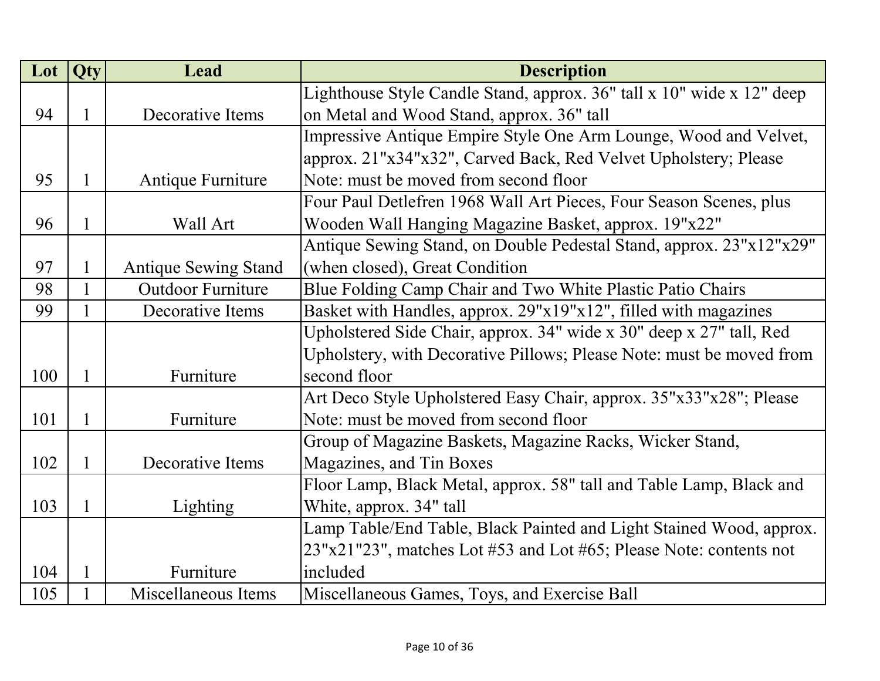| Lot | Qty | Lead | Description |
|---|---|---|---|
| 94 | 1 | Decorative Items | Lighthouse Style Candle Stand, approx. 36" tall x 10" wide x 12" deep on Metal and Wood Stand, approx. 36" tall |
| 95 | 1 | Antique Furniture | Impressive Antique Empire Style One Arm Lounge, Wood and Velvet, approx. 21"x34"x32", Carved Back, Red Velvet Upholstery; Please Note: must be moved from second floor |
| 96 | 1 | Wall Art | Four Paul Detlefren 1968 Wall Art Pieces, Four Season Scenes, plus Wooden Wall Hanging Magazine Basket, approx. 19"x22" |
| 97 | 1 | Antique Sewing Stand | Antique Sewing Stand, on Double Pedestal Stand, approx. 23"x12"x29" (when closed), Great Condition |
| 98 | 1 | Outdoor Furniture | Blue Folding Camp Chair and Two White Plastic Patio Chairs |
| 99 | 1 | Decorative Items | Basket with Handles, approx. 29"x19"x12", filled with magazines |
| 100 | 1 | Furniture | Upholstered Side Chair, approx. 34" wide x 30" deep x 27" tall, Red Upholstery, with Decorative Pillows; Please Note: must be moved from second floor |
| 101 | 1 | Furniture | Art Deco Style Upholstered Easy Chair, approx. 35"x33"x28"; Please Note: must be moved from second floor |
| 102 | 1 | Decorative Items | Group of Magazine Baskets, Magazine Racks, Wicker Stand, Magazines, and Tin Boxes |
| 103 | 1 | Lighting | Floor Lamp, Black Metal, approx. 58" tall and Table Lamp, Black and White, approx. 34" tall |
| 104 | 1 | Furniture | Lamp Table/End Table, Black Painted and Light Stained Wood, approx. 23"x21"23", matches Lot #53 and Lot #65; Please Note: contents not included |
| 105 | 1 | Miscellaneous Items | Miscellaneous Games, Toys, and Exercise Ball |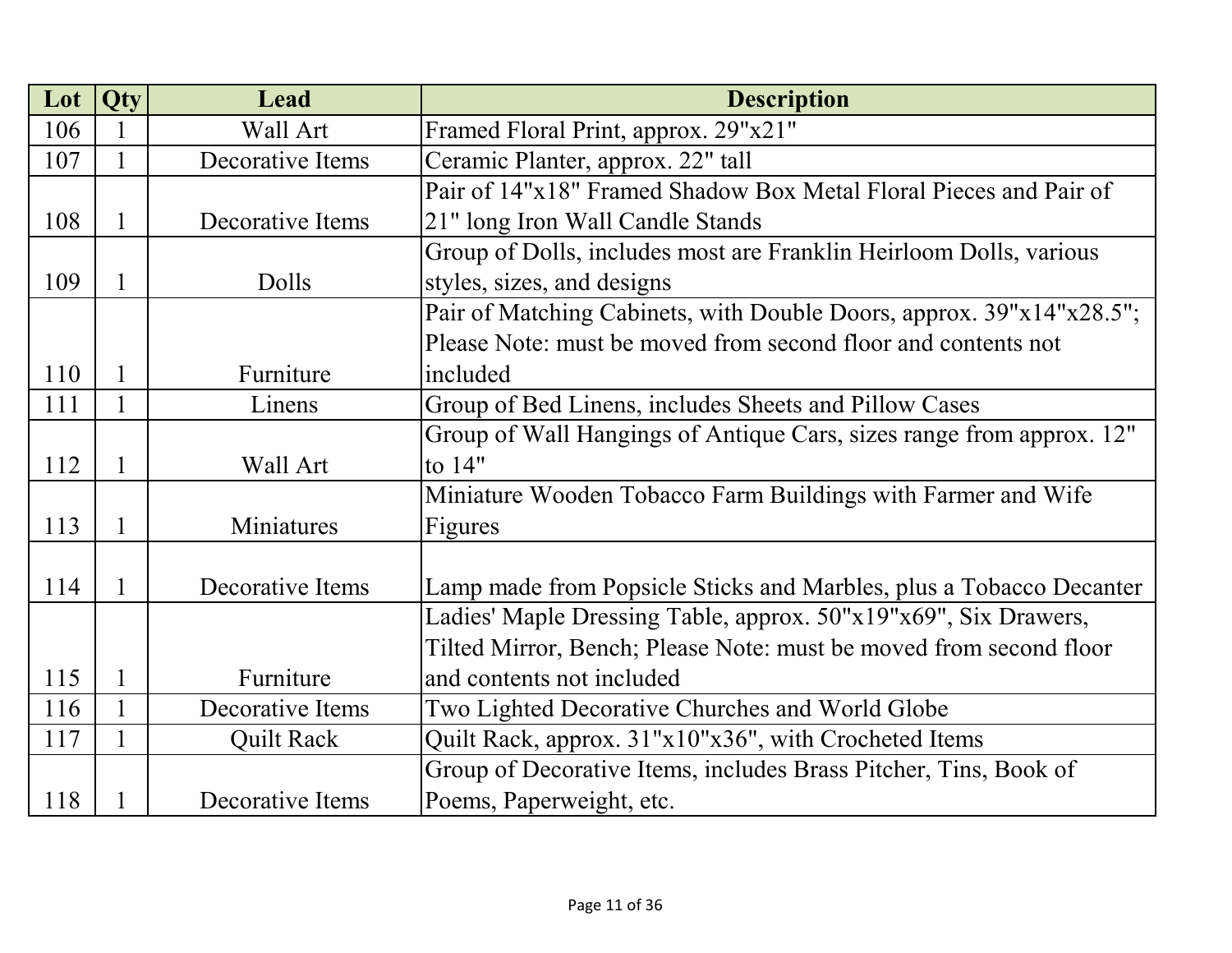| Lot | Qty | Lead | Description |
| --- | --- | --- | --- |
| 106 | 1 | Wall Art | Framed Floral Print, approx. 29"x21" |
| 107 | 1 | Decorative Items | Ceramic Planter, approx. 22" tall |
| 108 | 1 | Decorative Items | Pair of 14"x18" Framed Shadow Box Metal Floral Pieces and Pair of 21" long Iron Wall Candle Stands |
| 109 | 1 | Dolls | Group of Dolls, includes most are Franklin Heirloom Dolls, various styles, sizes, and designs |
| 110 | 1 | Furniture | Pair of Matching Cabinets, with Double Doors, approx. 39"x14"x28.5"; Please Note: must be moved from second floor and contents not included |
| 111 | 1 | Linens | Group of Bed Linens, includes Sheets and Pillow Cases |
| 112 | 1 | Wall Art | Group of Wall Hangings of Antique Cars, sizes range from approx. 12" to 14" |
| 113 | 1 | Miniatures | Miniature Wooden Tobacco Farm Buildings with Farmer and Wife Figures |
| 114 | 1 | Decorative Items | Lamp made from Popsicle Sticks and Marbles, plus a Tobacco Decanter |
| 115 | 1 | Furniture | Ladies' Maple Dressing Table, approx. 50"x19"x69", Six Drawers, Tilted Mirror, Bench; Please Note: must be moved from second floor and contents not included |
| 116 | 1 | Decorative Items | Two Lighted Decorative Churches and World Globe |
| 117 | 1 | Quilt Rack | Quilt Rack, approx. 31"x10"x36", with Crocheted Items |
| 118 | 1 | Decorative Items | Group of Decorative Items, includes Brass Pitcher, Tins, Book of Poems, Paperweight, etc. |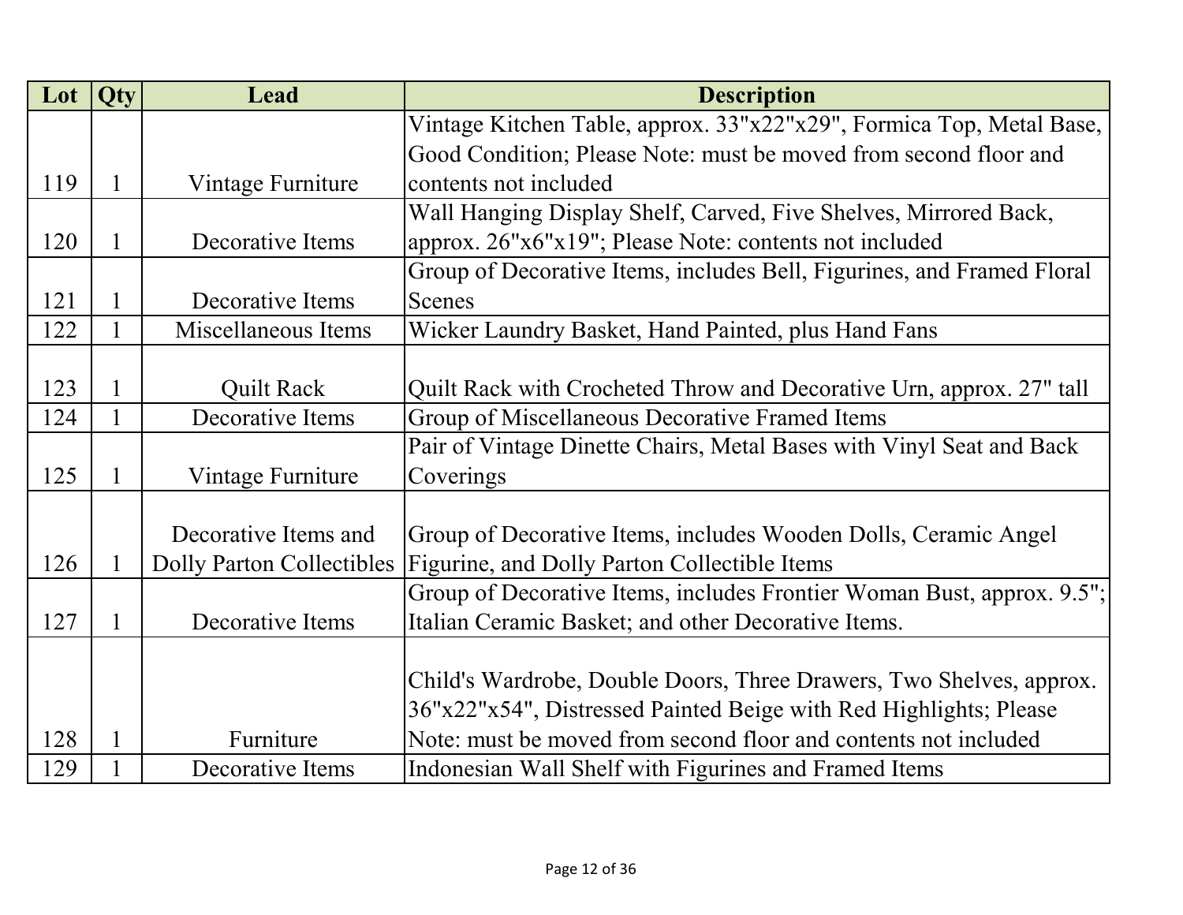| Lot | Qty | Lead | Description |
|---|---|---|---|
| 119 | 1 | Vintage Furniture | Vintage Kitchen Table, approx. 33"x22"x29", Formica Top, Metal Base, Good Condition; Please Note: must be moved from second floor and contents not included |
| 120 | 1 | Decorative Items | Wall Hanging Display Shelf, Carved, Five Shelves, Mirrored Back, approx. 26"x6"x19"; Please Note: contents not included |
| 121 | 1 | Decorative Items | Group of Decorative Items, includes Bell, Figurines, and Framed Floral Scenes |
| 122 | 1 | Miscellaneous Items | Wicker Laundry Basket, Hand Painted, plus Hand Fans |
| 123 | 1 | Quilt Rack | Quilt Rack with Crocheted Throw and Decorative Urn, approx. 27" tall |
| 124 | 1 | Decorative Items | Group of Miscellaneous Decorative Framed Items |
| 125 | 1 | Vintage Furniture | Pair of Vintage Dinette Chairs, Metal Bases with Vinyl Seat and Back Coverings |
| 126 | 1 | Decorative Items and Dolly Parton Collectibles | Group of Decorative Items, includes Wooden Dolls, Ceramic Angel Figurine, and Dolly Parton Collectible Items |
| 127 | 1 | Decorative Items | Group of Decorative Items, includes Frontier Woman Bust, approx. 9.5"; Italian Ceramic Basket; and other Decorative Items. |
| 128 | 1 | Furniture | Child's Wardrobe, Double Doors, Three Drawers, Two Shelves, approx. 36"x22"x54", Distressed Painted Beige with Red Highlights; Please Note: must be moved from second floor and contents not included |
| 129 | 1 | Decorative Items | Indonesian Wall Shelf with Figurines and Framed Items |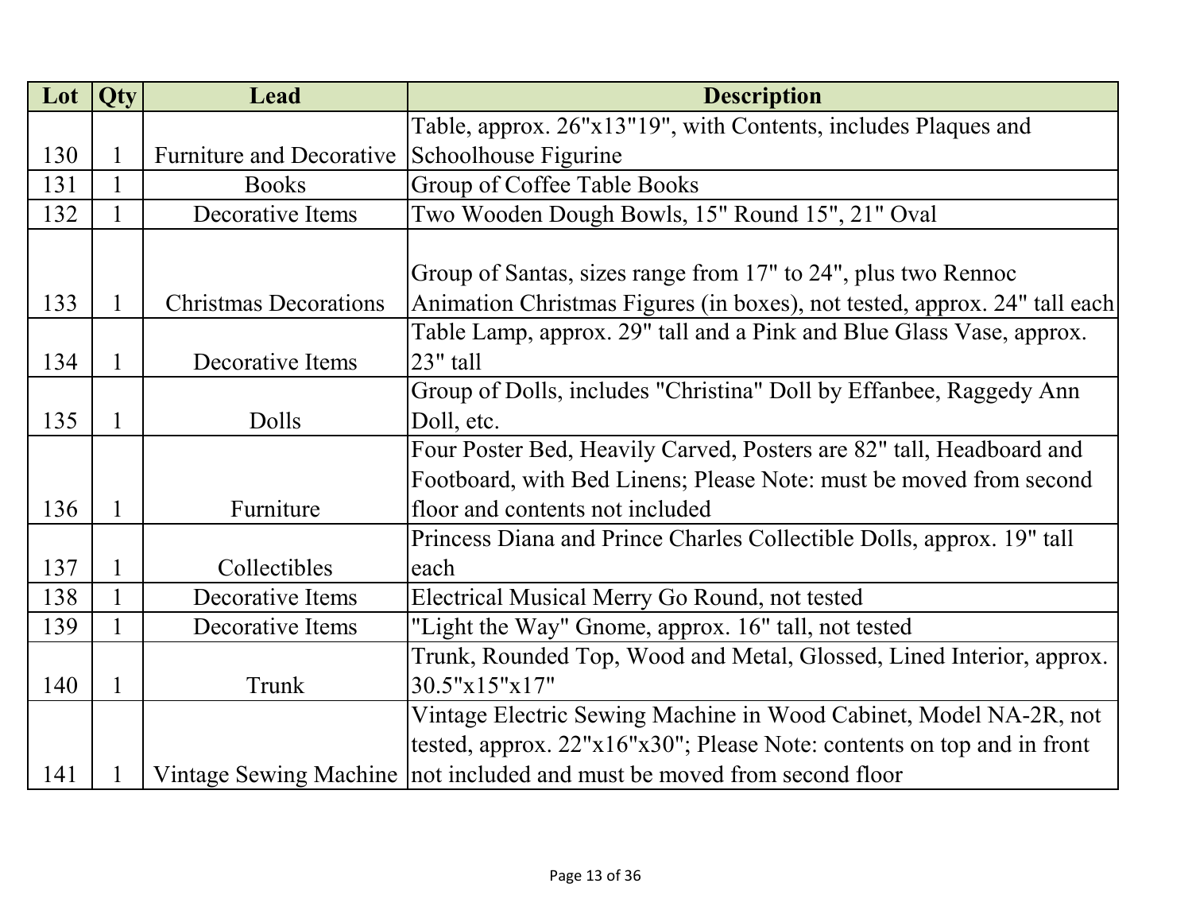| Lot | Qty | Lead | Description |
|---|---|---|---|
| 130 | 1 | Furniture and Decorative | Table, approx. 26"x13"19", with Contents, includes Plaques and Schoolhouse Figurine |
| 131 | 1 | Books | Group of Coffee Table Books |
| 132 | 1 | Decorative Items | Two Wooden Dough Bowls, 15" Round 15", 21" Oval |
| 133 | 1 | Christmas Decorations | Group of Santas, sizes range from 17" to 24", plus two Rennoc Animation Christmas Figures (in boxes), not tested, approx. 24" tall each |
| 134 | 1 | Decorative Items | Table Lamp, approx. 29" tall and a Pink and Blue Glass Vase, approx. 23" tall |
| 135 | 1 | Dolls | Group of Dolls, includes "Christina" Doll by Effanbee, Raggedy Ann Doll, etc. |
| 136 | 1 | Furniture | Four Poster Bed, Heavily Carved, Posters are 82" tall, Headboard and Footboard, with Bed Linens; Please Note: must be moved from second floor and contents not included |
| 137 | 1 | Collectibles | Princess Diana and Prince Charles Collectible Dolls, approx. 19" tall each |
| 138 | 1 | Decorative Items | Electrical Musical Merry Go Round, not tested |
| 139 | 1 | Decorative Items | "Light the Way" Gnome, approx. 16" tall, not tested |
| 140 | 1 | Trunk | Trunk, Rounded Top, Wood and Metal, Glossed, Lined Interior, approx. 30.5"x15"x17" |
| 141 | 1 | Vintage Sewing Machine | Vintage Electric Sewing Machine in Wood Cabinet, Model NA-2R, not tested, approx. 22"x16"x30"; Please Note: contents on top and in front not included and must be moved from second floor |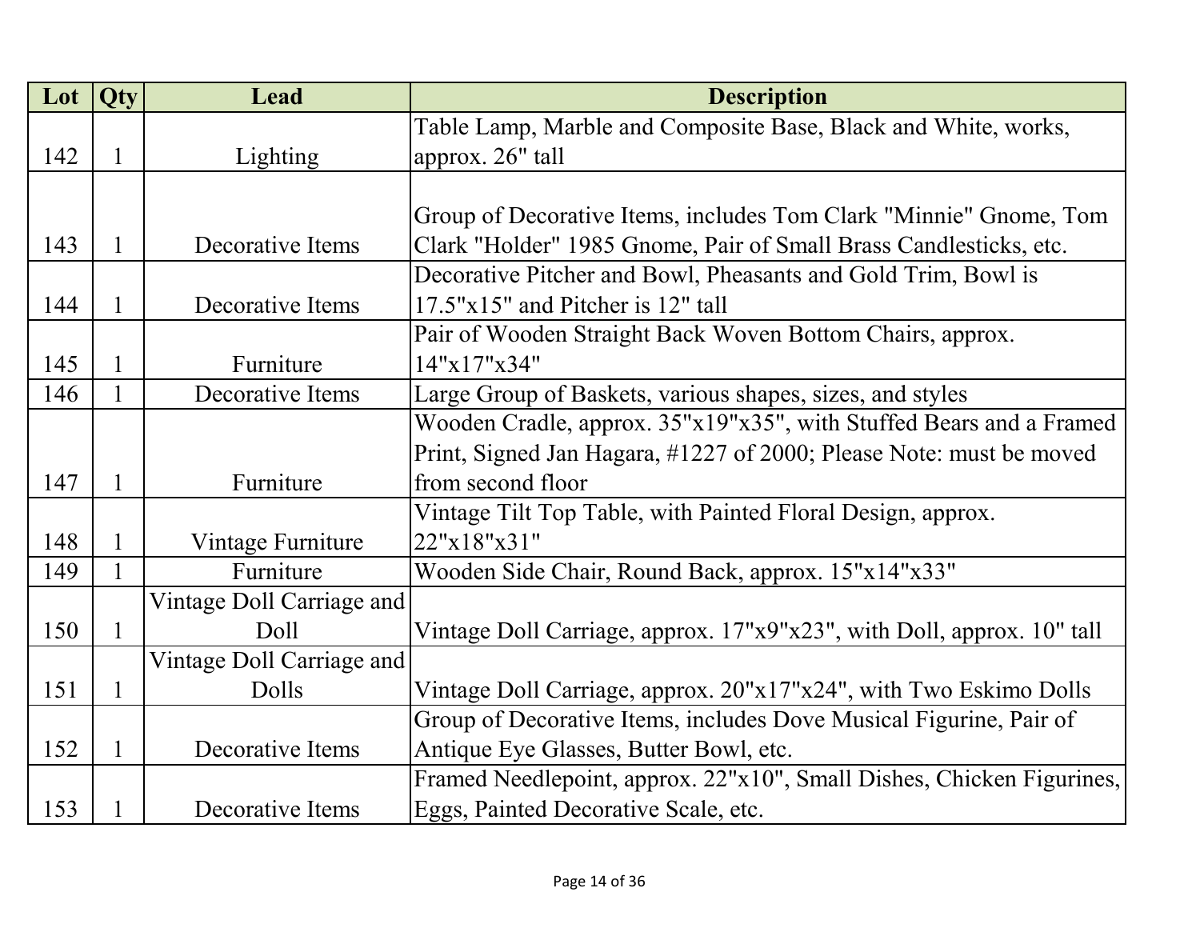| Lot | Qty | Lead | Description |
|---|---|---|---|
| 142 | 1 | Lighting | Table Lamp, Marble and Composite Base, Black and White, works, approx. 26" tall |
| 143 | 1 | Decorative Items | Group of Decorative Items, includes Tom Clark "Minnie" Gnome, Tom Clark "Holder" 1985 Gnome, Pair of Small Brass Candlesticks, etc. |
| 144 | 1 | Decorative Items | Decorative Pitcher and Bowl, Pheasants and Gold Trim, Bowl is 17.5"x15" and Pitcher is 12" tall |
| 145 | 1 | Furniture | Pair of Wooden Straight Back Woven Bottom Chairs, approx. 14"x17"x34" |
| 146 | 1 | Decorative Items | Large Group of Baskets, various shapes, sizes, and styles |
| 147 | 1 | Furniture | Wooden Cradle, approx. 35"x19"x35", with Stuffed Bears and a Framed Print, Signed Jan Hagara, #1227 of 2000; Please Note: must be moved from second floor |
| 148 | 1 | Vintage Furniture | Vintage Tilt Top Table, with Painted Floral Design, approx. 22"x18"x31" |
| 149 | 1 | Furniture | Wooden Side Chair, Round Back, approx. 15"x14"x33" |
| 150 | 1 | Vintage Doll Carriage and Doll | Vintage Doll Carriage, approx. 17"x9"x23", with Doll, approx. 10" tall |
| 151 | 1 | Vintage Doll Carriage and Dolls | Vintage Doll Carriage, approx. 20"x17"x24", with Two Eskimo Dolls |
| 152 | 1 | Decorative Items | Group of Decorative Items, includes Dove Musical Figurine, Pair of Antique Eye Glasses, Butter Bowl, etc. |
| 153 | 1 | Decorative Items | Framed Needlepoint, approx. 22"x10", Small Dishes, Chicken Figurines, Eggs, Painted Decorative Scale, etc. |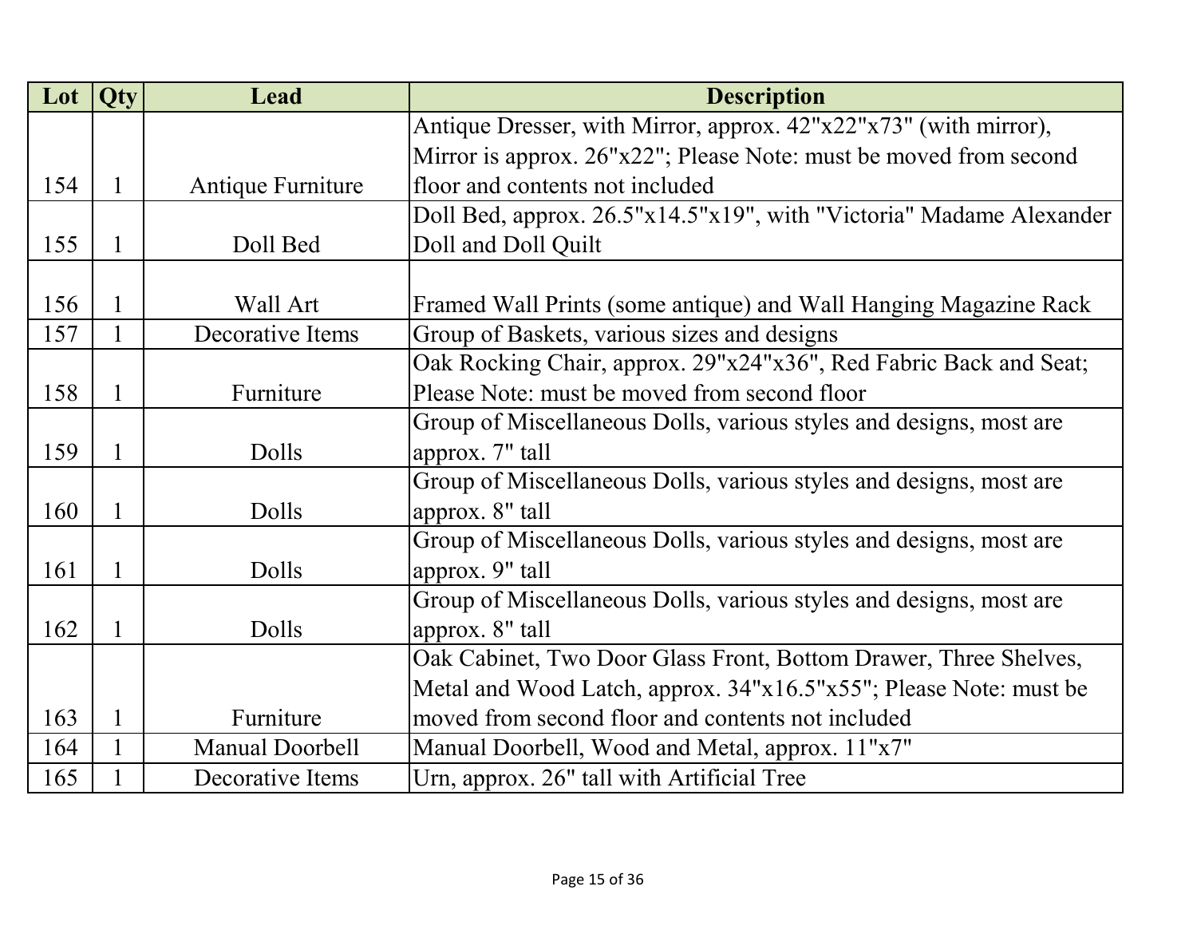| Lot | Qty | Lead | Description |
|---|---|---|---|
| 154 | 1 | Antique Furniture | Antique Dresser, with Mirror, approx. 42"x22"x73" (with mirror), Mirror is approx. 26"x22"; Please Note: must be moved from second floor and contents not included |
| 155 | 1 | Doll Bed | Doll Bed, approx. 26.5"x14.5"x19", with "Victoria" Madame Alexander Doll and Doll Quilt |
| 156 | 1 | Wall Art | Framed Wall Prints (some antique) and Wall Hanging Magazine Rack |
| 157 | 1 | Decorative Items | Group of Baskets, various sizes and designs |
| 158 | 1 | Furniture | Oak Rocking Chair, approx. 29"x24"x36", Red Fabric Back and Seat; Please Note: must be moved from second floor |
| 159 | 1 | Dolls | Group of Miscellaneous Dolls, various styles and designs, most are approx. 7" tall |
| 160 | 1 | Dolls | Group of Miscellaneous Dolls, various styles and designs, most are approx. 8" tall |
| 161 | 1 | Dolls | Group of Miscellaneous Dolls, various styles and designs, most are approx. 9" tall |
| 162 | 1 | Dolls | Group of Miscellaneous Dolls, various styles and designs, most are approx. 8" tall |
| 163 | 1 | Furniture | Oak Cabinet, Two Door Glass Front, Bottom Drawer, Three Shelves, Metal and Wood Latch, approx. 34"x16.5"x55"; Please Note: must be moved from second floor and contents not included |
| 164 | 1 | Manual Doorbell | Manual Doorbell, Wood and Metal, approx. 11"x7" |
| 165 | 1 | Decorative Items | Urn, approx. 26" tall with Artificial Tree |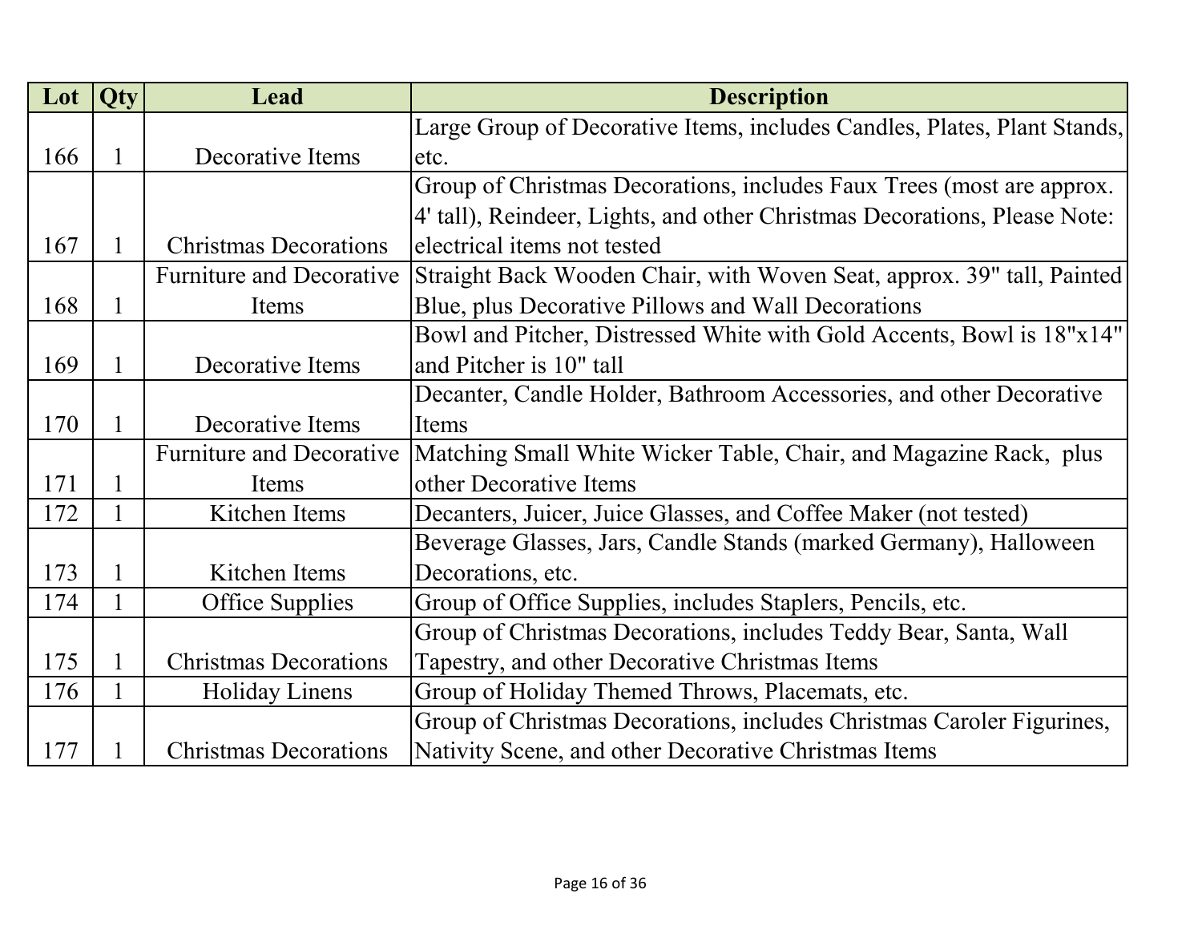| Lot | Qty | Lead | Description |
|---|---|---|---|
| 166 | 1 | Decorative Items | Large Group of Decorative Items, includes Candles, Plates, Plant Stands, etc. |
| 167 | 1 | Christmas Decorations | Group of Christmas Decorations, includes Faux Trees (most are approx. 4' tall), Reindeer, Lights, and other Christmas Decorations, Please Note: electrical items not tested |
| 168 | 1 | Furniture and Decorative Items | Straight Back Wooden Chair, with Woven Seat, approx. 39" tall, Painted Blue, plus Decorative Pillows and Wall Decorations |
| 169 | 1 | Decorative Items | Bowl and Pitcher, Distressed White with Gold Accents, Bowl is 18"x14" and Pitcher is 10" tall |
| 170 | 1 | Decorative Items | Decanter, Candle Holder, Bathroom Accessories, and other Decorative Items |
| 171 | 1 | Furniture and Decorative Items | Matching Small White Wicker Table, Chair, and Magazine Rack, plus other Decorative Items |
| 172 | 1 | Kitchen Items | Decanters, Juicer, Juice Glasses, and Coffee Maker (not tested) |
| 173 | 1 | Kitchen Items | Beverage Glasses, Jars, Candle Stands (marked Germany), Halloween Decorations, etc. |
| 174 | 1 | Office Supplies | Group of Office Supplies, includes Staplers, Pencils, etc. |
| 175 | 1 | Christmas Decorations | Group of Christmas Decorations, includes Teddy Bear, Santa, Wall Tapestry, and other Decorative Christmas Items |
| 176 | 1 | Holiday Linens | Group of Holiday Themed Throws, Placemats, etc. |
| 177 | 1 | Christmas Decorations | Group of Christmas Decorations, includes Christmas Caroler Figurines, Nativity Scene, and other Decorative Christmas Items |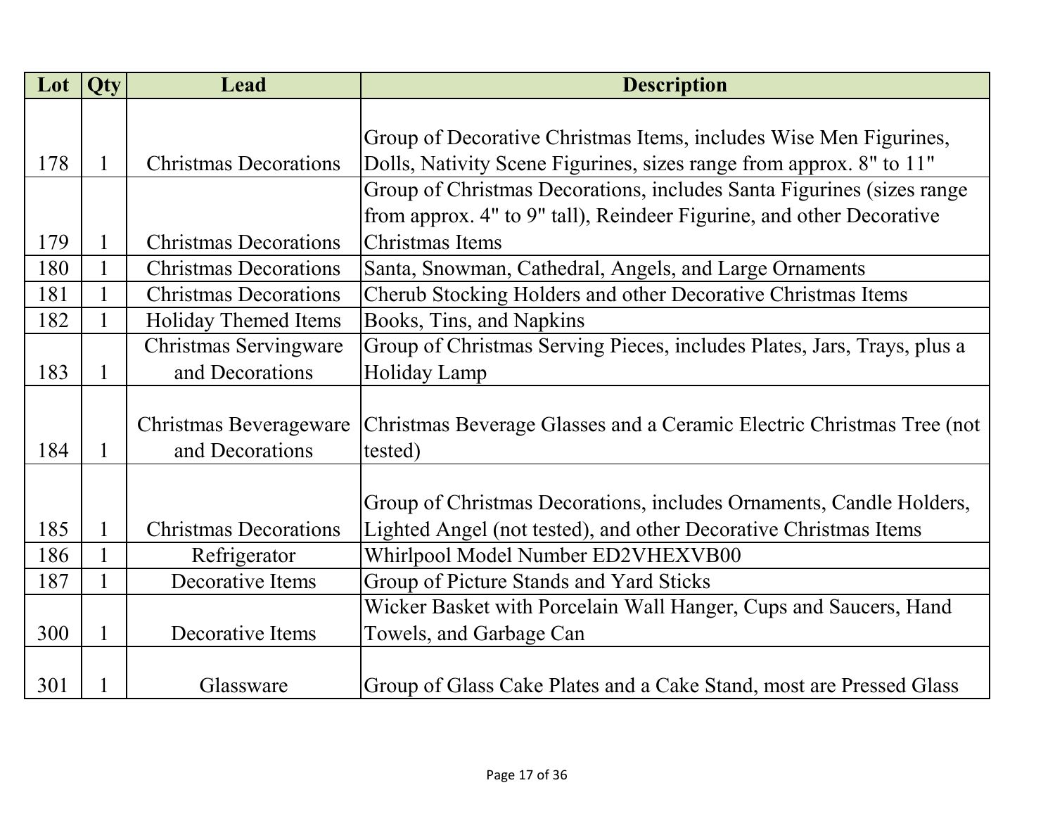| Lot | Qty | Lead | Description |
|---|---|---|---|
| 178 | 1 | Christmas Decorations | Group of Decorative Christmas Items, includes Wise Men Figurines, Dolls, Nativity Scene Figurines, sizes range from approx. 8" to 11" |
| 179 | 1 | Christmas Decorations | Group of Christmas Decorations, includes Santa Figurines (sizes range from approx. 4" to 9" tall), Reindeer Figurine, and other Decorative Christmas Items |
| 180 | 1 | Christmas Decorations | Santa, Snowman, Cathedral, Angels, and Large Ornaments |
| 181 | 1 | Christmas Decorations | Cherub Stocking Holders and other Decorative Christmas Items |
| 182 | 1 | Holiday Themed Items | Books, Tins, and Napkins |
| 183 | 1 | Christmas Servingware and Decorations | Group of Christmas Serving Pieces, includes Plates, Jars, Trays, plus a Holiday Lamp |
| 184 | 1 | Christmas Beverageware and Decorations | Christmas Beverage Glasses and a Ceramic Electric Christmas Tree (not tested) |
| 185 | 1 | Christmas Decorations | Group of Christmas Decorations, includes Ornaments, Candle Holders, Lighted Angel (not tested), and other Decorative Christmas Items |
| 186 | 1 | Refrigerator | Whirlpool Model Number ED2VHEXVB00 |
| 187 | 1 | Decorative Items | Group of Picture Stands and Yard Sticks |
| 300 | 1 | Decorative Items | Wicker Basket with Porcelain Wall Hanger, Cups and Saucers, Hand Towels, and Garbage Can |
| 301 | 1 | Glassware | Group of Glass Cake Plates and a Cake Stand, most are Pressed Glass |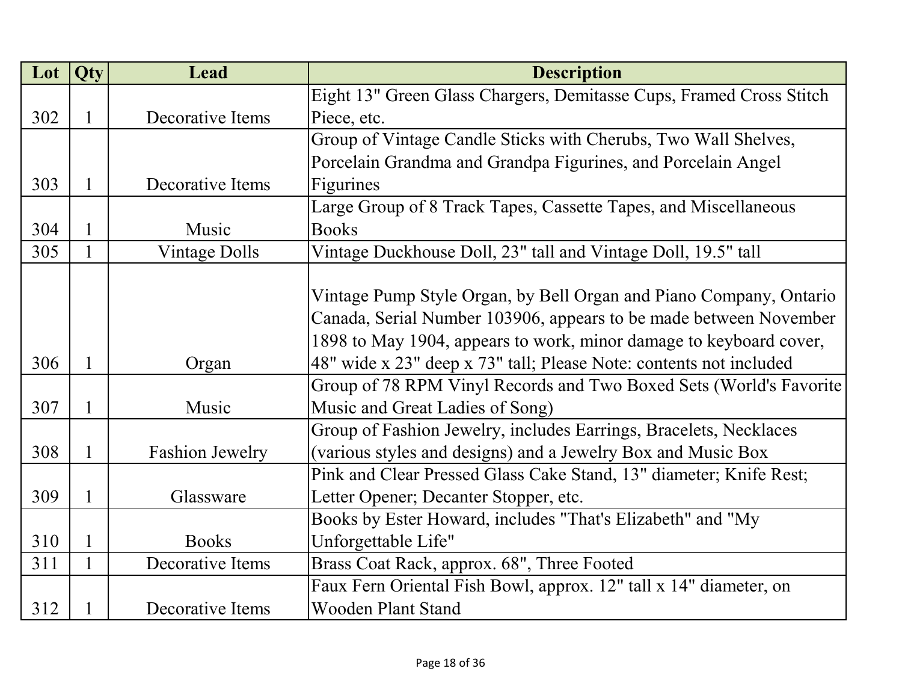| Lot | Qty | Lead | Description |
|---|---|---|---|
| 302 | 1 | Decorative Items | Eight 13" Green Glass Chargers, Demitasse Cups, Framed Cross Stitch Piece, etc. |
| 303 | 1 | Decorative Items | Group of Vintage Candle Sticks with Cherubs, Two Wall Shelves, Porcelain Grandma and Grandpa Figurines, and Porcelain Angel Figurines |
| 304 | 1 | Music | Large Group of 8 Track Tapes, Cassette Tapes, and Miscellaneous Books |
| 305 | 1 | Vintage Dolls | Vintage Duckhouse Doll, 23" tall and Vintage Doll, 19.5" tall |
| 306 | 1 | Organ | Vintage Pump Style Organ, by Bell Organ and Piano Company, Ontario Canada, Serial Number 103906, appears to be made between November 1898 to May 1904, appears to work, minor damage to keyboard cover, 48" wide x 23" deep x 73" tall; Please Note: contents not included |
| 307 | 1 | Music | Group of 78 RPM Vinyl Records and Two Boxed Sets (World's Favorite Music and Great Ladies of Song) |
| 308 | 1 | Fashion Jewelry | Group of Fashion Jewelry, includes Earrings, Bracelets, Necklaces (various styles and designs) and a Jewelry Box and Music Box |
| 309 | 1 | Glassware | Pink and Clear Pressed Glass Cake Stand, 13" diameter; Knife Rest; Letter Opener; Decanter Stopper, etc. |
| 310 | 1 | Books | Books by Ester Howard, includes "That's Elizabeth" and "My Unforgettable Life" |
| 311 | 1 | Decorative Items | Brass Coat Rack, approx. 68", Three Footed |
| 312 | 1 | Decorative Items | Faux Fern Oriental Fish Bowl, approx. 12" tall x 14" diameter, on Wooden Plant Stand |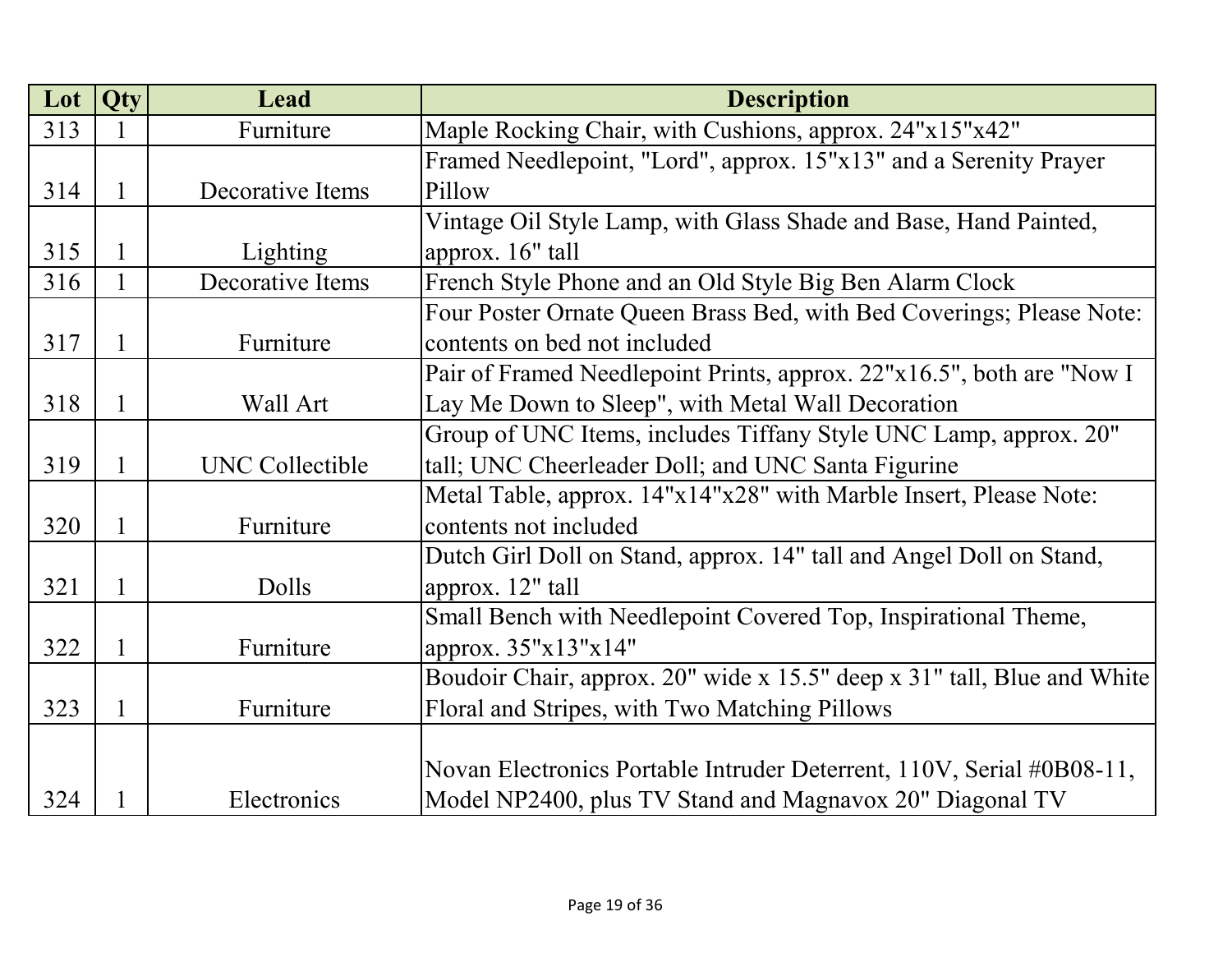| Lot | Qty | Lead | Description |
| --- | --- | --- | --- |
| 313 | 1 | Furniture | Maple Rocking Chair, with Cushions, approx. 24"x15"x42" |
| 314 | 1 | Decorative Items | Framed Needlepoint, "Lord", approx. 15"x13" and a Serenity Prayer Pillow |
| 315 | 1 | Lighting | Vintage Oil Style Lamp, with Glass Shade and Base, Hand Painted, approx. 16" tall |
| 316 | 1 | Decorative Items | French Style Phone and an Old Style Big Ben Alarm Clock |
| 317 | 1 | Furniture | Four Poster Ornate Queen Brass Bed, with Bed Coverings; Please Note: contents on bed not included |
| 318 | 1 | Wall Art | Pair of Framed Needlepoint Prints, approx. 22"x16.5", both are "Now I Lay Me Down to Sleep", with Metal Wall Decoration |
| 319 | 1 | UNC Collectible | Group of UNC Items, includes Tiffany Style UNC Lamp, approx. 20" tall; UNC Cheerleader Doll; and UNC Santa Figurine |
| 320 | 1 | Furniture | Metal Table, approx. 14"x14"x28" with Marble Insert, Please Note: contents not included |
| 321 | 1 | Dolls | Dutch Girl Doll on Stand, approx. 14" tall and Angel Doll on Stand, approx. 12" tall |
| 322 | 1 | Furniture | Small Bench with Needlepoint Covered Top, Inspirational Theme, approx. 35"x13"x14" |
| 323 | 1 | Furniture | Boudoir Chair, approx. 20" wide x 15.5" deep x 31" tall, Blue and White Floral and Stripes, with Two Matching Pillows |
| 324 | 1 | Electronics | Novan Electronics Portable Intruder Deterrent, 110V, Serial #0B08-11, Model NP2400, plus TV Stand and Magnavox 20" Diagonal TV |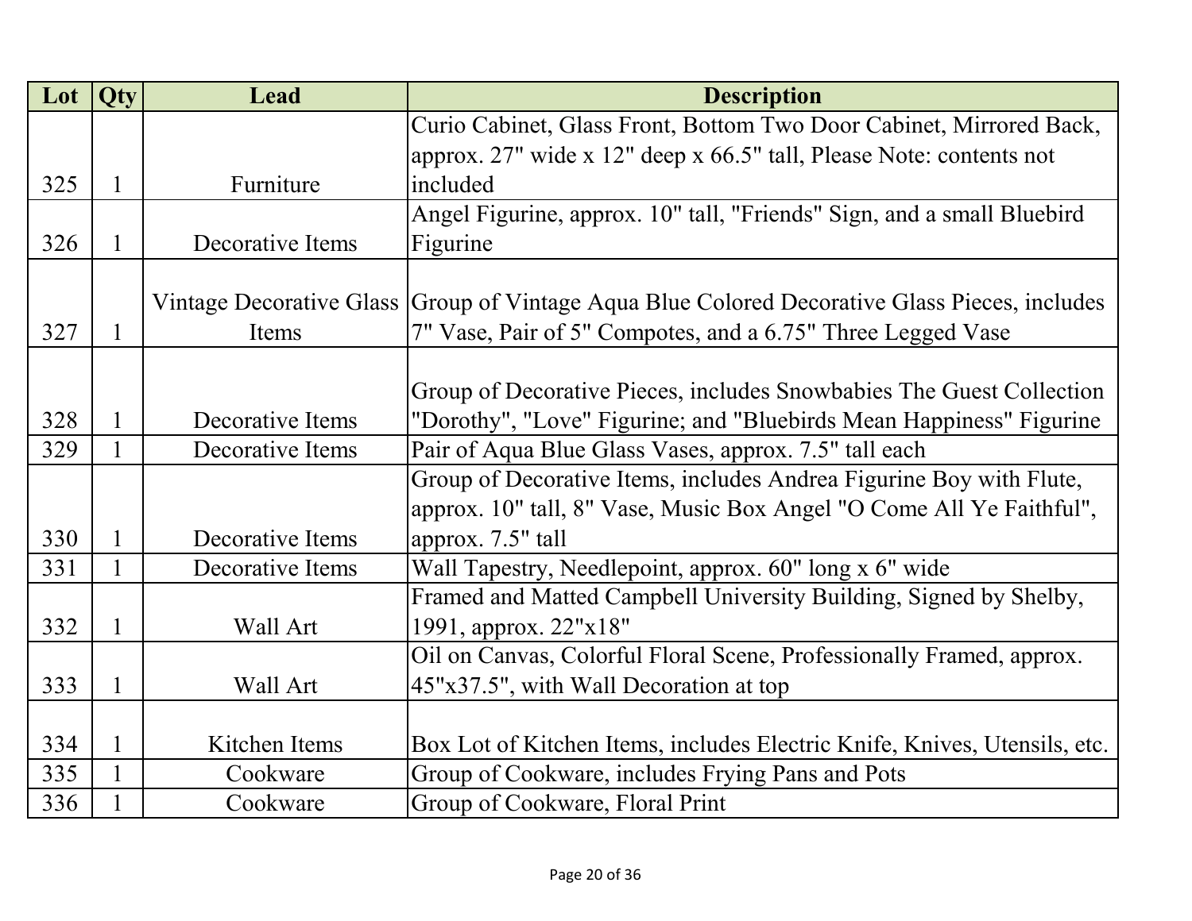| Lot | Qty | Lead | Description |
|---|---|---|---|
| 325 | 1 | Furniture | Curio Cabinet, Glass Front, Bottom Two Door Cabinet, Mirrored Back, approx. 27" wide x 12" deep x 66.5" tall, Please Note: contents not included |
| 326 | 1 | Decorative Items | Angel Figurine, approx. 10" tall, "Friends" Sign, and a small Bluebird Figurine |
| 327 | 1 | Vintage Decorative Glass Items | Group of Vintage Aqua Blue Colored Decorative Glass Pieces, includes 7" Vase, Pair of 5" Compotes, and a 6.75" Three Legged Vase |
| 328 | 1 | Decorative Items | Group of Decorative Pieces, includes Snowbabies The Guest Collection "Dorothy", "Love" Figurine; and "Bluebirds Mean Happiness" Figurine |
| 329 | 1 | Decorative Items | Pair of Aqua Blue Glass Vases, approx. 7.5" tall each |
| 330 | 1 | Decorative Items | Group of Decorative Items, includes Andrea Figurine Boy with Flute, approx. 10" tall, 8" Vase, Music Box Angel "O Come All Ye Faithful", approx. 7.5" tall |
| 331 | 1 | Decorative Items | Wall Tapestry, Needlepoint, approx. 60" long x 6" wide |
| 332 | 1 | Wall Art | Framed and Matted Campbell University Building, Signed by Shelby, 1991, approx. 22"x18" |
| 333 | 1 | Wall Art | Oil on Canvas, Colorful Floral Scene, Professionally Framed, approx. 45"x37.5", with Wall Decoration at top |
| 334 | 1 | Kitchen Items | Box Lot of Kitchen Items, includes Electric Knife, Knives, Utensils, etc. |
| 335 | 1 | Cookware | Group of Cookware, includes Frying Pans and Pots |
| 336 | 1 | Cookware | Group of Cookware, Floral Print |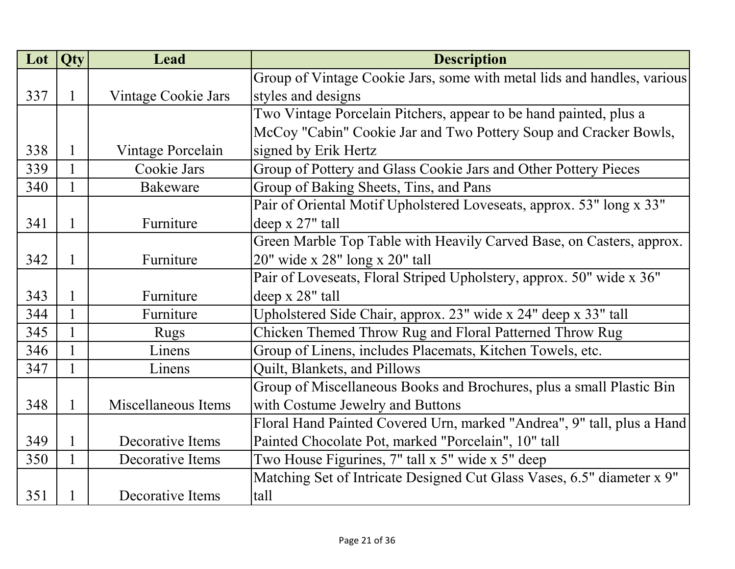| Lot | Qty | Lead | Description |
|---|---|---|---|
| 337 | 1 | Vintage Cookie Jars | Group of Vintage Cookie Jars, some with metal lids and handles, various styles and designs |
| 338 | 1 | Vintage Porcelain | Two Vintage Porcelain Pitchers, appear to be hand painted, plus a McCoy "Cabin" Cookie Jar and Two Pottery Soup and Cracker Bowls, signed by Erik Hertz |
| 339 | 1 | Cookie Jars | Group of Pottery and Glass Cookie Jars and Other Pottery Pieces |
| 340 | 1 | Bakeware | Group of Baking Sheets, Tins, and Pans |
| 341 | 1 | Furniture | Pair of Oriental Motif Upholstered Loveseats, approx. 53" long x 33" deep x 27" tall |
| 342 | 1 | Furniture | Green Marble Top Table with Heavily Carved Base, on Casters, approx. 20" wide x 28" long x 20" tall |
| 343 | 1 | Furniture | Pair of Loveseats, Floral Striped Upholstery, approx. 50" wide x 36" deep x 28" tall |
| 344 | 1 | Furniture | Upholstered Side Chair, approx. 23" wide x 24" deep x 33" tall |
| 345 | 1 | Rugs | Chicken Themed Throw Rug and Floral Patterned Throw Rug |
| 346 | 1 | Linens | Group of Linens, includes Placemats, Kitchen Towels, etc. |
| 347 | 1 | Linens | Quilt, Blankets, and Pillows |
| 348 | 1 | Miscellaneous Items | Group of Miscellaneous Books and Brochures, plus a small Plastic Bin with Costume Jewelry and Buttons |
| 349 | 1 | Decorative Items | Floral Hand Painted Covered Urn, marked "Andrea", 9" tall, plus a Hand Painted Chocolate Pot, marked "Porcelain", 10" tall |
| 350 | 1 | Decorative Items | Two House Figurines, 7" tall x 5" wide x 5" deep |
| 351 | 1 | Decorative Items | Matching Set of Intricate Designed Cut Glass Vases, 6.5" diameter x 9" tall |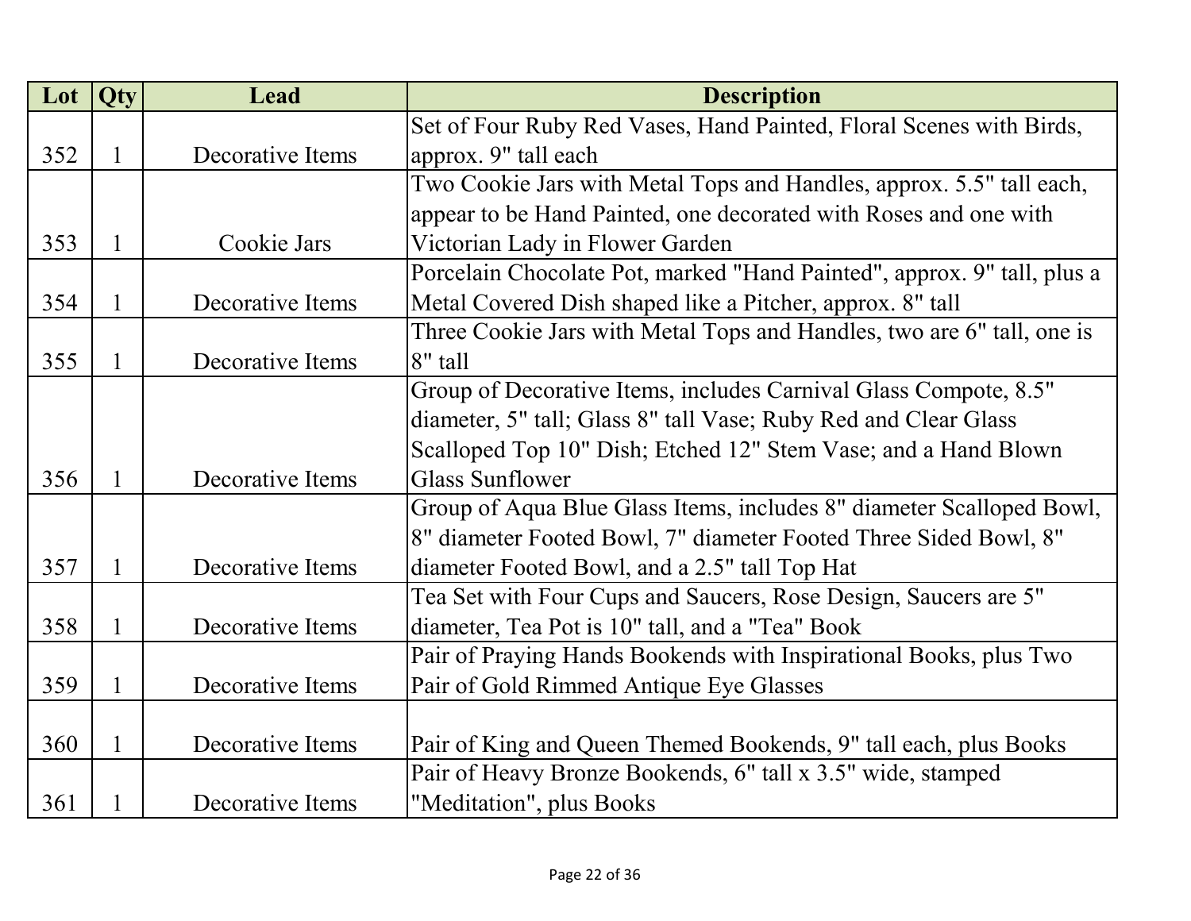| Lot | Qty | Lead | Description |
|---|---|---|---|
| 352 | 1 | Decorative Items | Set of Four Ruby Red Vases, Hand Painted, Floral Scenes with Birds, approx. 9" tall each |
| 353 | 1 | Cookie Jars | Two Cookie Jars with Metal Tops and Handles, approx. 5.5" tall each, appear to be Hand Painted, one decorated with Roses and one with Victorian Lady in Flower Garden |
| 354 | 1 | Decorative Items | Porcelain Chocolate Pot, marked "Hand Painted", approx. 9" tall, plus a Metal Covered Dish shaped like a Pitcher, approx. 8" tall |
| 355 | 1 | Decorative Items | Three Cookie Jars with Metal Tops and Handles, two are 6" tall, one is 8" tall |
| 356 | 1 | Decorative Items | Group of Decorative Items, includes Carnival Glass Compote, 8.5" diameter, 5" tall; Glass 8" tall Vase; Ruby Red and Clear Glass Scalloped Top 10" Dish; Etched 12" Stem Vase; and a Hand Blown Glass Sunflower |
| 357 | 1 | Decorative Items | Group of Aqua Blue Glass Items, includes 8" diameter Scalloped Bowl, 8" diameter Footed Bowl, 7" diameter Footed Three Sided Bowl, 8" diameter Footed Bowl, and a 2.5" tall Top Hat |
| 358 | 1 | Decorative Items | Tea Set with Four Cups and Saucers, Rose Design, Saucers are 5" diameter, Tea Pot is 10" tall, and a "Tea" Book |
| 359 | 1 | Decorative Items | Pair of Praying Hands Bookends with Inspirational Books, plus Two Pair of Gold Rimmed Antique Eye Glasses |
| 360 | 1 | Decorative Items | Pair of King and Queen Themed Bookends, 9" tall each, plus Books |
| 361 | 1 | Decorative Items | Pair of Heavy Bronze Bookends, 6" tall x 3.5" wide, stamped "Meditation", plus Books |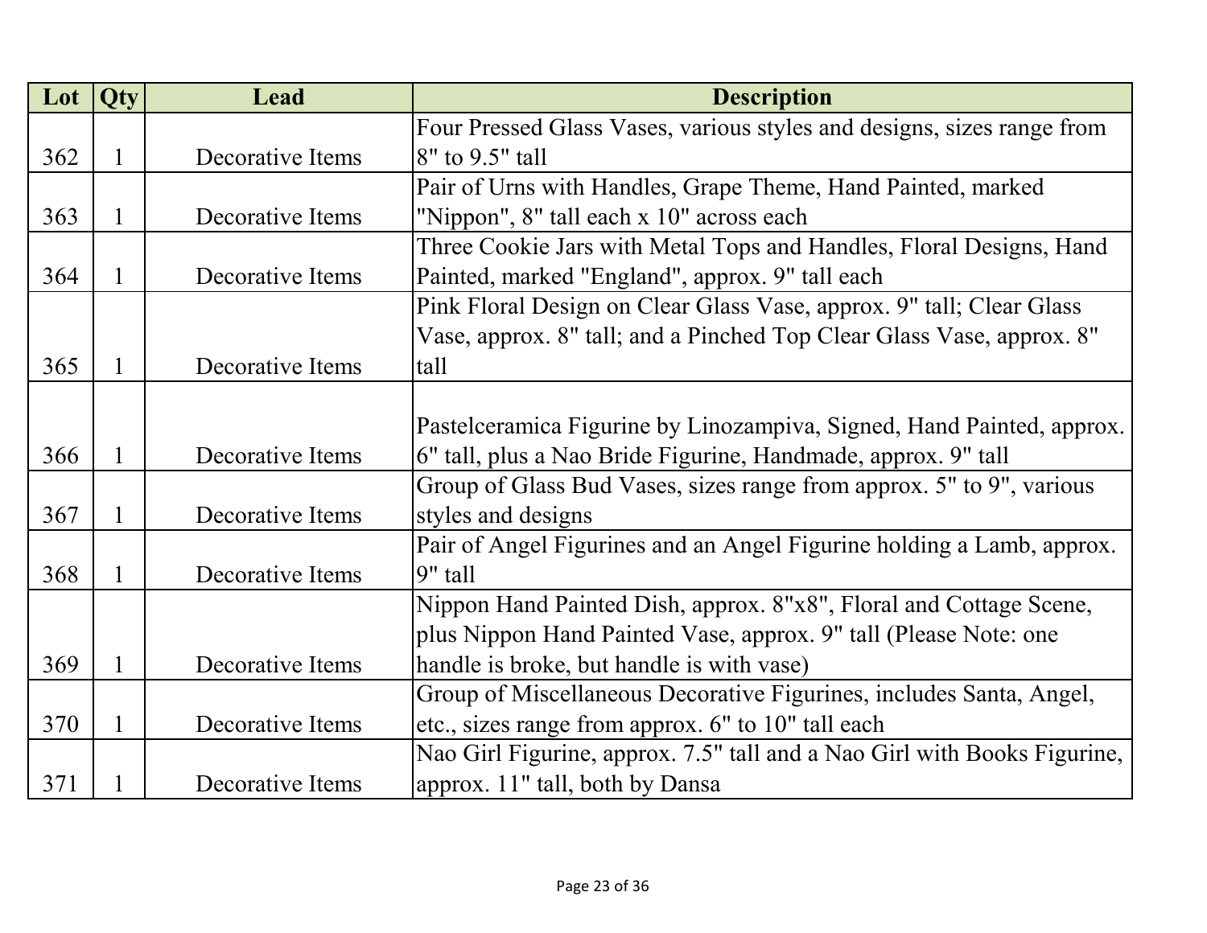| Lot | Qty | Lead | Description |
| --- | --- | --- | --- |
| 362 | 1 | Decorative Items | Four Pressed Glass Vases, various styles and designs, sizes range from 8" to 9.5" tall |
| 363 | 1 | Decorative Items | Pair of Urns with Handles, Grape Theme, Hand Painted, marked "Nippon", 8" tall each x 10" across each |
| 364 | 1 | Decorative Items | Three Cookie Jars with Metal Tops and Handles, Floral Designs, Hand Painted, marked "England", approx. 9" tall each |
| 365 | 1 | Decorative Items | Pink Floral Design on Clear Glass Vase, approx. 9" tall; Clear Glass Vase, approx. 8" tall; and a Pinched Top Clear Glass Vase, approx. 8" tall |
| 366 | 1 | Decorative Items | Pastelceramica Figurine by Linozampiva, Signed, Hand Painted, approx. 6" tall, plus a Nao Bride Figurine, Handmade, approx. 9" tall |
| 367 | 1 | Decorative Items | Group of Glass Bud Vases, sizes range from approx. 5" to 9", various styles and designs |
| 368 | 1 | Decorative Items | Pair of Angel Figurines and an Angel Figurine holding a Lamb, approx. 9" tall |
| 369 | 1 | Decorative Items | Nippon Hand Painted Dish, approx. 8"x8", Floral and Cottage Scene, plus Nippon Hand Painted Vase, approx. 9" tall (Please Note: one handle is broke, but handle is with vase) |
| 370 | 1 | Decorative Items | Group of Miscellaneous Decorative Figurines, includes Santa, Angel, etc., sizes range from approx. 6" to 10" tall each |
| 371 | 1 | Decorative Items | Nao Girl Figurine, approx. 7.5" tall and a Nao Girl with Books Figurine, approx. 11" tall, both by Dansa |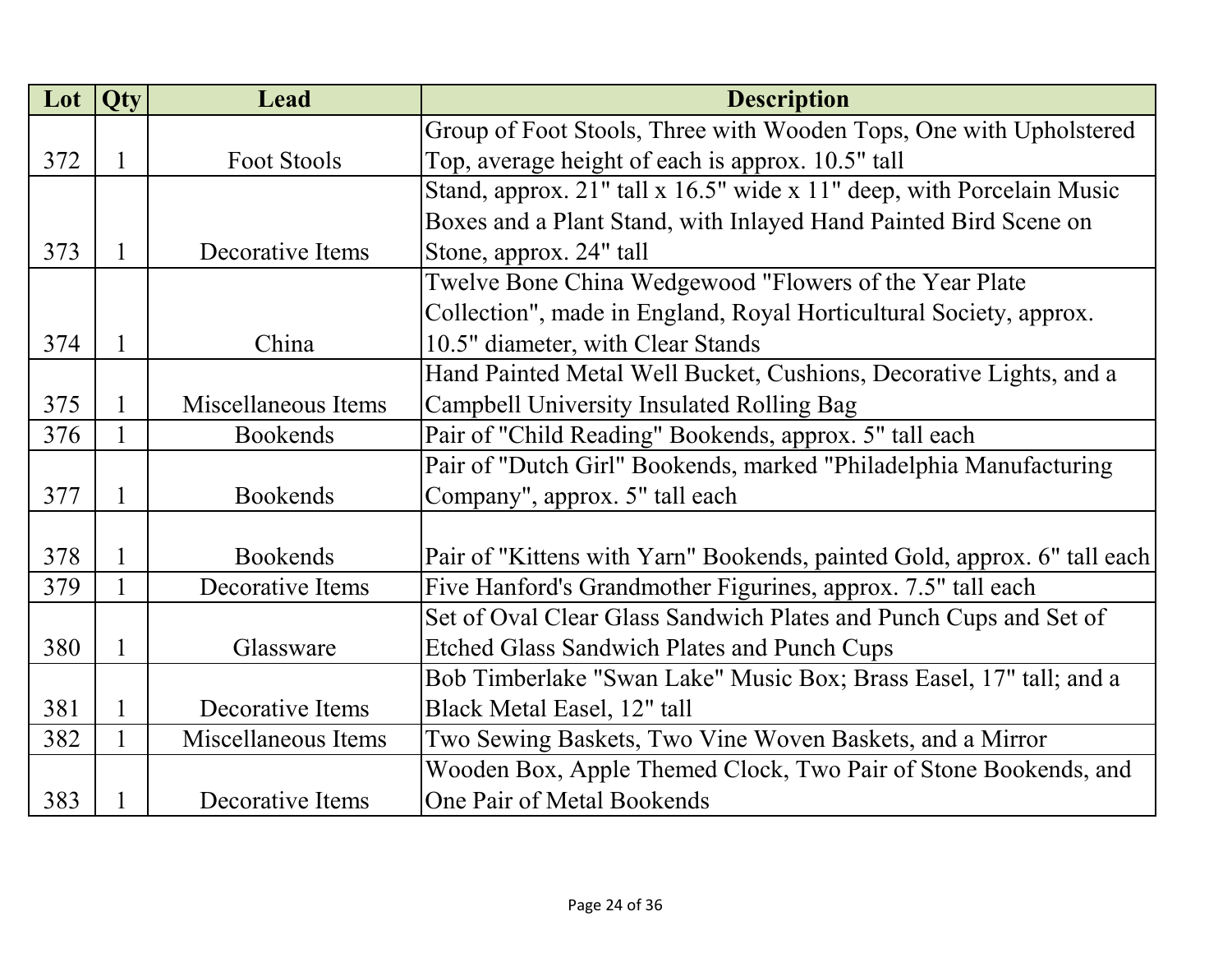| Lot | Qty | Lead | Description |
| --- | --- | --- | --- |
| 372 | 1 | Foot Stools | Group of Foot Stools, Three with Wooden Tops, One with Upholstered Top, average height of each is approx. 10.5" tall |
| 373 | 1 | Decorative Items | Stand, approx. 21" tall x 16.5" wide x 11" deep, with Porcelain Music Boxes and a Plant Stand, with Inlayed Hand Painted Bird Scene on Stone, approx. 24" tall |
| 374 | 1 | China | Twelve Bone China Wedgewood "Flowers of the Year Plate Collection", made in England, Royal Horticultural Society, approx. 10.5" diameter, with Clear Stands |
| 375 | 1 | Miscellaneous Items | Hand Painted Metal Well Bucket, Cushions, Decorative Lights, and a Campbell University Insulated Rolling Bag |
| 376 | 1 | Bookends | Pair of "Child Reading" Bookends, approx. 5" tall each |
| 377 | 1 | Bookends | Pair of "Dutch Girl" Bookends, marked "Philadelphia Manufacturing Company", approx. 5" tall each |
| 378 | 1 | Bookends | Pair of "Kittens with Yarn" Bookends, painted Gold, approx. 6" tall each |
| 379 | 1 | Decorative Items | Five Hanford's Grandmother Figurines, approx. 7.5" tall each |
| 380 | 1 | Glassware | Set of Oval Clear Glass Sandwich Plates and Punch Cups and Set of Etched Glass Sandwich Plates and Punch Cups |
| 381 | 1 | Decorative Items | Bob Timberlake "Swan Lake" Music Box; Brass Easel, 17" tall; and a Black Metal Easel, 12" tall |
| 382 | 1 | Miscellaneous Items | Two Sewing Baskets, Two Vine Woven Baskets, and a Mirror |
| 383 | 1 | Decorative Items | Wooden Box, Apple Themed Clock, Two Pair of Stone Bookends, and One Pair of Metal Bookends |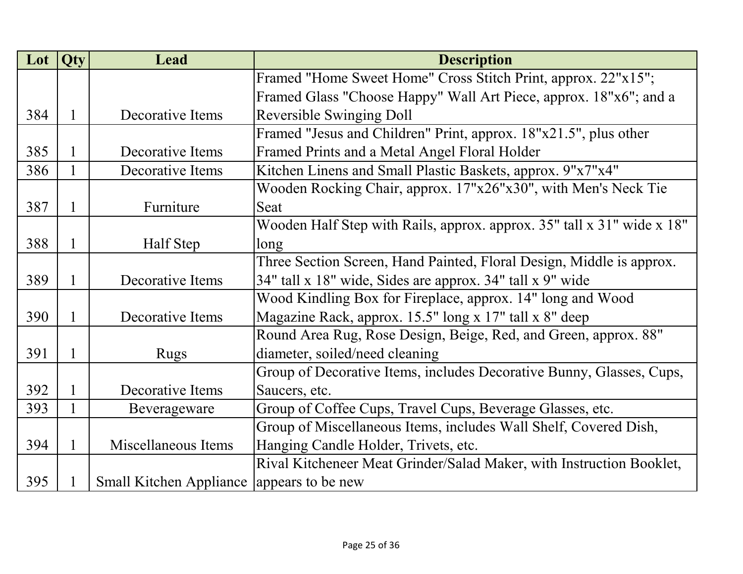| Lot | Qty | Lead | Description |
| --- | --- | --- | --- |
| 384 | 1 | Decorative Items | Framed "Home Sweet Home" Cross Stitch Print, approx. 22"x15"; Framed Glass "Choose Happy" Wall Art Piece, approx. 18"x6"; and a Reversible Swinging Doll |
| 385 | 1 | Decorative Items | Framed "Jesus and Children" Print, approx. 18"x21.5", plus other Framed Prints and a Metal Angel Floral Holder |
| 386 | 1 | Decorative Items | Kitchen Linens and Small Plastic Baskets, approx. 9"x7"x4" |
| 387 | 1 | Furniture | Wooden Rocking Chair, approx. 17"x26"x30", with Men's Neck Tie Seat |
| 388 | 1 | Half Step | Wooden Half Step with Rails, approx. approx. 35" tall x 31" wide x 18" long |
| 389 | 1 | Decorative Items | Three Section Screen, Hand Painted, Floral Design, Middle is approx. 34" tall x 18" wide, Sides are approx. 34" tall x 9" wide |
| 390 | 1 | Decorative Items | Wood Kindling Box for Fireplace, approx. 14" long and Wood Magazine Rack, approx. 15.5" long x 17" tall x 8" deep |
| 391 | 1 | Rugs | Round Area Rug, Rose Design, Beige, Red, and Green, approx. 88" diameter, soiled/need cleaning |
| 392 | 1 | Decorative Items | Group of Decorative Items, includes Decorative Bunny, Glasses, Cups, Saucers, etc. |
| 393 | 1 | Beverageware | Group of Coffee Cups, Travel Cups, Beverage Glasses, etc. |
| 394 | 1 | Miscellaneous Items | Group of Miscellaneous Items, includes Wall Shelf, Covered Dish, Hanging Candle Holder, Trivets, etc. |
| 395 | 1 | Small Kitchen Appliance | Rival Kitcheneer Meat Grinder/Salad Maker, with Instruction Booklet, appears to be new |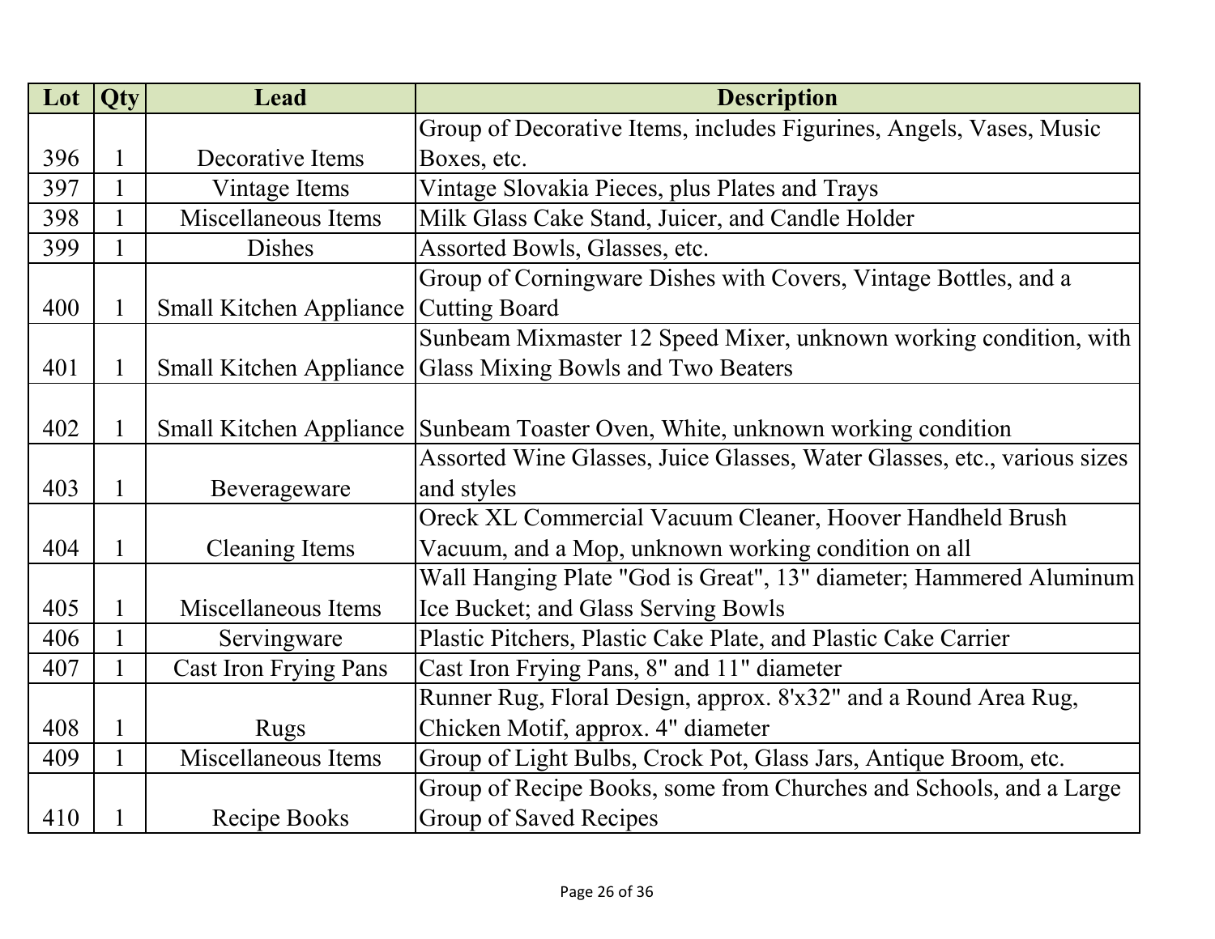| Lot | Qty | Lead | Description |
| --- | --- | --- | --- |
| 396 | 1 | Decorative Items | Group of Decorative Items, includes Figurines, Angels, Vases, Music Boxes, etc. |
| 397 | 1 | Vintage Items | Vintage Slovakia Pieces, plus Plates and Trays |
| 398 | 1 | Miscellaneous Items | Milk Glass Cake Stand, Juicer, and Candle Holder |
| 399 | 1 | Dishes | Assorted Bowls, Glasses, etc. |
| 400 | 1 | Small Kitchen Appliance | Group of Corningware Dishes with Covers, Vintage Bottles, and a Cutting Board |
| 401 | 1 | Small Kitchen Appliance | Sunbeam Mixmaster 12 Speed Mixer, unknown working condition, with Glass Mixing Bowls and Two Beaters |
| 402 | 1 | Small Kitchen Appliance | Sunbeam Toaster Oven, White, unknown working condition |
| 403 | 1 | Beverageware | Assorted Wine Glasses, Juice Glasses, Water Glasses, etc., various sizes and styles |
| 404 | 1 | Cleaning Items | Oreck XL Commercial Vacuum Cleaner, Hoover Handheld Brush Vacuum, and a Mop, unknown working condition on all |
| 405 | 1 | Miscellaneous Items | Wall Hanging Plate "God is Great", 13" diameter; Hammered Aluminum Ice Bucket; and Glass Serving Bowls |
| 406 | 1 | Servingware | Plastic Pitchers, Plastic Cake Plate, and Plastic Cake Carrier |
| 407 | 1 | Cast Iron Frying Pans | Cast Iron Frying Pans, 8" and 11" diameter |
| 408 | 1 | Rugs | Runner Rug, Floral Design, approx. 8'x32" and a Round Area Rug, Chicken Motif, approx. 4" diameter |
| 409 | 1 | Miscellaneous Items | Group of Light Bulbs, Crock Pot, Glass Jars, Antique Broom, etc. |
| 410 | 1 | Recipe Books | Group of Recipe Books, some from Churches and Schools, and a Large Group of Saved Recipes |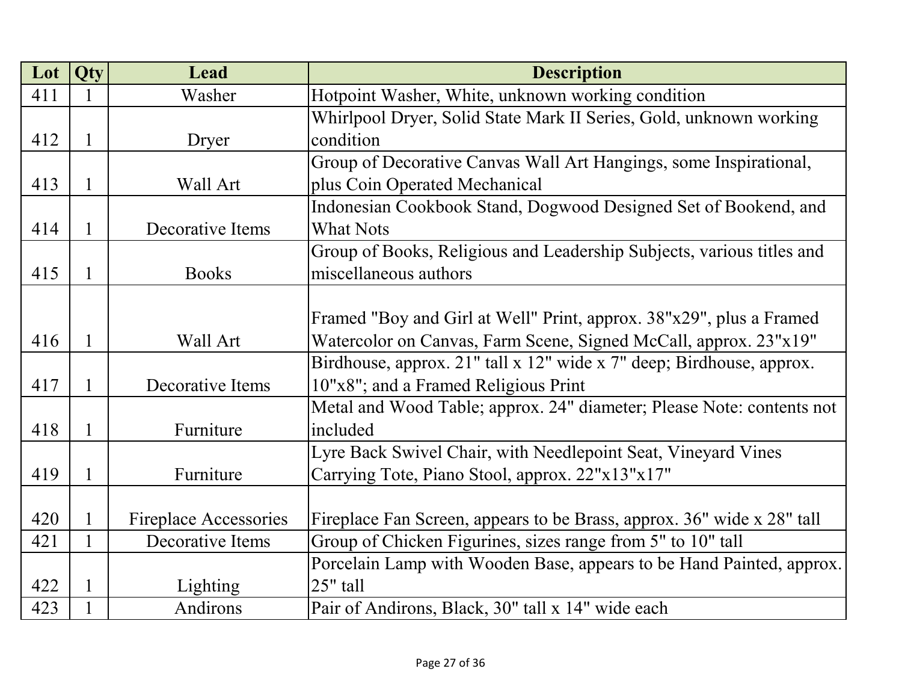| Lot | Qty | Lead | Description |
|---|---|---|---|
| 411 | 1 | Washer | Hotpoint Washer, White, unknown working condition |
| 412 | 1 | Dryer | Whirlpool Dryer, Solid State Mark II Series, Gold, unknown working condition |
| 413 | 1 | Wall Art | Group of Decorative Canvas Wall Art Hangings, some Inspirational, plus Coin Operated Mechanical |
| 414 | 1 | Decorative Items | Indonesian Cookbook Stand, Dogwood Designed Set of Bookend, and What Nots |
| 415 | 1 | Books | Group of Books, Religious and Leadership Subjects, various titles and miscellaneous authors |
| 416 | 1 | Wall Art | Framed "Boy and Girl at Well" Print, approx. 38"x29", plus a Framed Watercolor on Canvas, Farm Scene, Signed McCall, approx. 23"x19" |
| 417 | 1 | Decorative Items | Birdhouse, approx. 21" tall x 12" wide x 7" deep; Birdhouse, approx. 10"x8"; and a Framed Religious Print |
| 418 | 1 | Furniture | Metal and Wood Table; approx. 24" diameter; Please Note: contents not included |
| 419 | 1 | Furniture | Lyre Back Swivel Chair, with Needlepoint Seat, Vineyard Vines Carrying Tote, Piano Stool, approx. 22"x13"x17" |
| 420 | 1 | Fireplace Accessories | Fireplace Fan Screen, appears to be Brass, approx. 36" wide x 28" tall |
| 421 | 1 | Decorative Items | Group of Chicken Figurines, sizes range from 5" to 10" tall |
| 422 | 1 | Lighting | Porcelain Lamp with Wooden Base, appears to be Hand Painted, approx. 25" tall |
| 423 | 1 | Andirons | Pair of Andirons, Black, 30" tall x 14" wide each |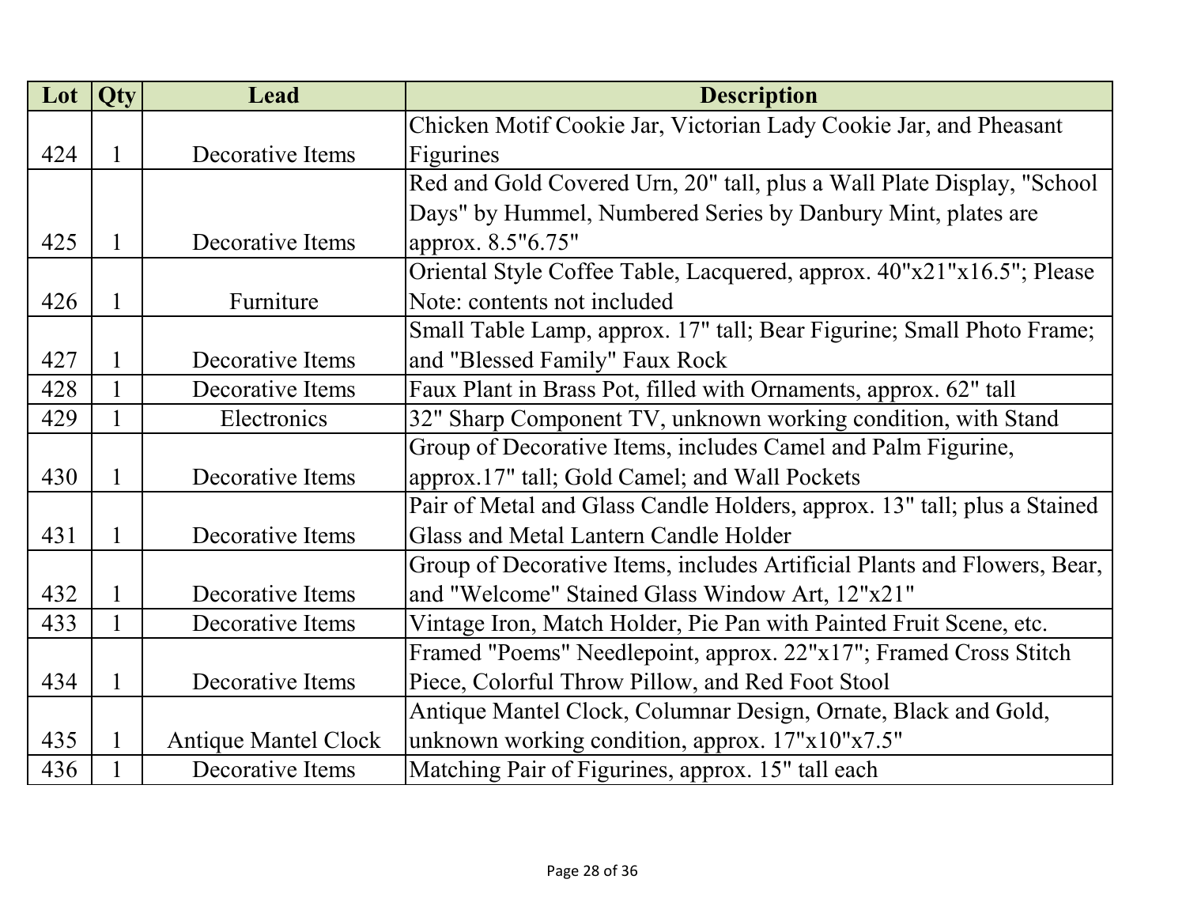| Lot | Qty | Lead | Description |
|---|---|---|---|
| 424 | 1 | Decorative Items | Chicken Motif Cookie Jar, Victorian Lady Cookie Jar, and Pheasant Figurines |
| 425 | 1 | Decorative Items | Red and Gold Covered Urn, 20" tall, plus a Wall Plate Display, "School Days" by Hummel, Numbered Series by Danbury Mint, plates are approx. 8.5"6.75" |
| 426 | 1 | Furniture | Oriental Style Coffee Table, Lacquered, approx. 40"x21"x16.5"; Please Note: contents not included |
| 427 | 1 | Decorative Items | Small Table Lamp, approx. 17" tall; Bear Figurine; Small Photo Frame; and "Blessed Family" Faux Rock |
| 428 | 1 | Decorative Items | Faux Plant in Brass Pot, filled with Ornaments, approx. 62" tall |
| 429 | 1 | Electronics | 32" Sharp Component TV, unknown working condition, with Stand |
| 430 | 1 | Decorative Items | Group of Decorative Items, includes Camel and Palm Figurine, approx.17" tall; Gold Camel; and Wall Pockets |
| 431 | 1 | Decorative Items | Pair of Metal and Glass Candle Holders, approx. 13" tall; plus a Stained Glass and Metal Lantern Candle Holder |
| 432 | 1 | Decorative Items | Group of Decorative Items, includes Artificial Plants and Flowers, Bear, and "Welcome" Stained Glass Window Art, 12"x21" |
| 433 | 1 | Decorative Items | Vintage Iron, Match Holder, Pie Pan with Painted Fruit Scene, etc. |
| 434 | 1 | Decorative Items | Framed "Poems" Needlepoint, approx. 22"x17"; Framed Cross Stitch Piece, Colorful Throw Pillow, and Red Foot Stool |
| 435 | 1 | Antique Mantel Clock | Antique Mantel Clock, Columnar Design, Ornate, Black and Gold, unknown working condition, approx. 17"x10"x7.5" |
| 436 | 1 | Decorative Items | Matching Pair of Figurines, approx. 15" tall each |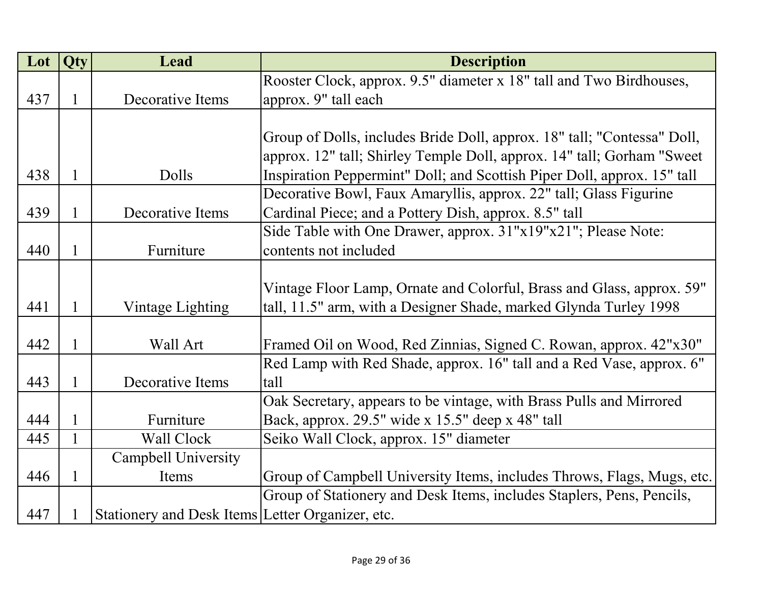| Lot | Qty | Lead | Description |
| --- | --- | --- | --- |
| 437 | 1 | Decorative Items | Rooster Clock, approx. 9.5" diameter x 18" tall and Two Birdhouses, approx. 9" tall each |
| 438 | 1 | Dolls | Group of Dolls, includes Bride Doll, approx. 18" tall; "Contessa" Doll, approx. 12" tall; Shirley Temple Doll, approx. 14" tall; Gorham "Sweet Inspiration Peppermint" Doll; and Scottish Piper Doll, approx. 15" tall |
| 439 | 1 | Decorative Items | Decorative Bowl, Faux Amaryllis, approx. 22" tall; Glass Figurine Cardinal Piece; and a Pottery Dish, approx. 8.5" tall |
| 440 | 1 | Furniture | Side Table with One Drawer, approx. 31"x19"x21"; Please Note: contents not included |
| 441 | 1 | Vintage Lighting | Vintage Floor Lamp, Ornate and Colorful, Brass and Glass, approx. 59" tall, 11.5" arm, with a Designer Shade, marked Glynda Turley 1998 |
| 442 | 1 | Wall Art | Framed Oil on Wood, Red Zinnias, Signed C. Rowan, approx. 42"x30" |
| 443 | 1 | Decorative Items | Red Lamp with Red Shade, approx. 16" tall and a Red Vase, approx. 6" tall |
| 444 | 1 | Furniture | Oak Secretary, appears to be vintage, with Brass Pulls and Mirrored Back, approx. 29.5" wide x 15.5" deep x 48" tall |
| 445 | 1 | Wall Clock | Seiko Wall Clock, approx. 15" diameter |
| 446 | 1 | Campbell University Items | Group of Campbell University Items, includes Throws, Flags, Mugs, etc. |
| 447 | 1 | Stationery and Desk Items | Group of Stationery and Desk Items, includes Staplers, Pens, Pencils, Letter Organizer, etc. |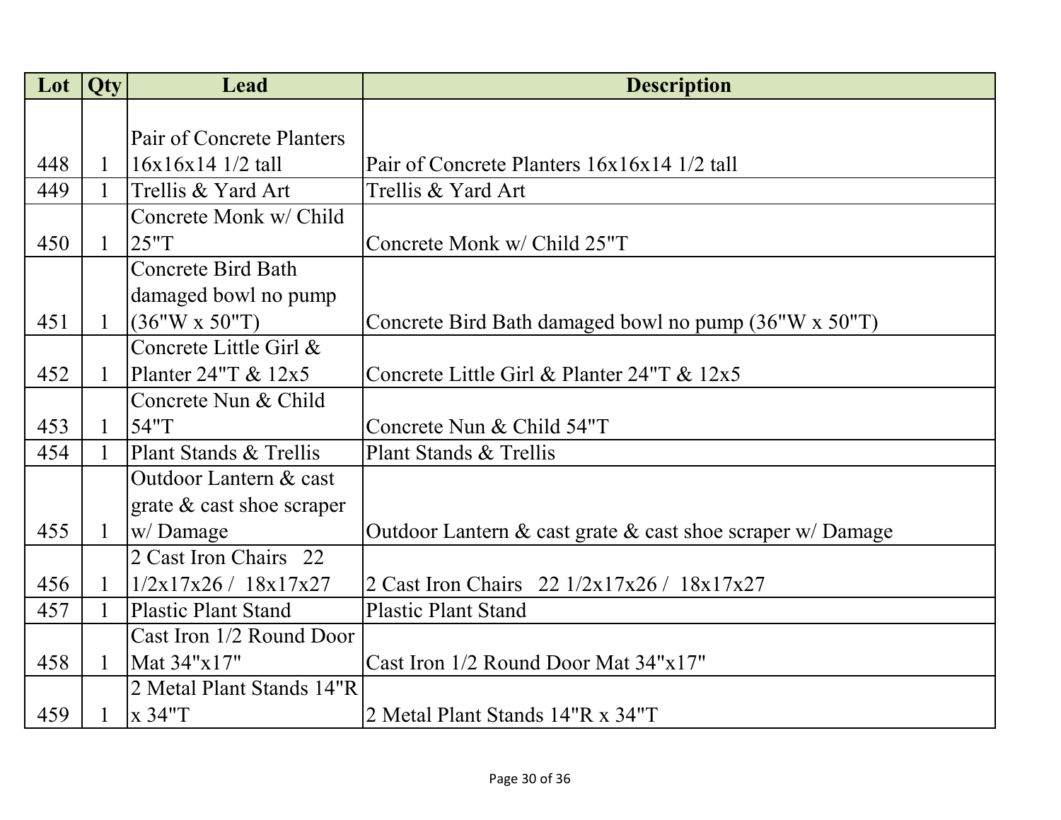| Lot | Qty | Lead | Description |
|---|---|---|---|
| 448 | 1 | Pair of Concrete Planters 16x16x14 1/2 tall | Pair of Concrete Planters 16x16x14 1/2 tall |
| 449 | 1 | Trellis & Yard Art | Trellis & Yard Art |
| 450 | 1 | Concrete Monk w/ Child 25"T | Concrete Monk w/ Child 25"T |
| 451 | 1 | Concrete Bird Bath damaged bowl no pump (36"W x 50"T) | Concrete Bird Bath damaged bowl no pump (36"W x 50"T) |
| 452 | 1 | Concrete Little Girl & Planter 24"T & 12x5 | Concrete Little Girl & Planter 24"T & 12x5 |
| 453 | 1 | Concrete Nun & Child 54"T | Concrete Nun & Child 54"T |
| 454 | 1 | Plant Stands & Trellis | Plant Stands & Trellis |
| 455 | 1 | Outdoor Lantern & cast grate & cast shoe scraper w/ Damage | Outdoor Lantern & cast grate & cast shoe scraper w/ Damage |
| 456 | 1 | 2 Cast Iron Chairs 22 1/2x17x26 / 18x17x27 | 2 Cast Iron Chairs 22 1/2x17x26 / 18x17x27 |
| 457 | 1 | Plastic Plant Stand | Plastic Plant Stand |
| 458 | 1 | Cast Iron 1/2 Round Door Mat 34"x17" | Cast Iron 1/2 Round Door Mat 34"x17" |
| 459 | 1 | 2 Metal Plant Stands 14"R x 34"T | 2 Metal Plant Stands 14"R x 34"T |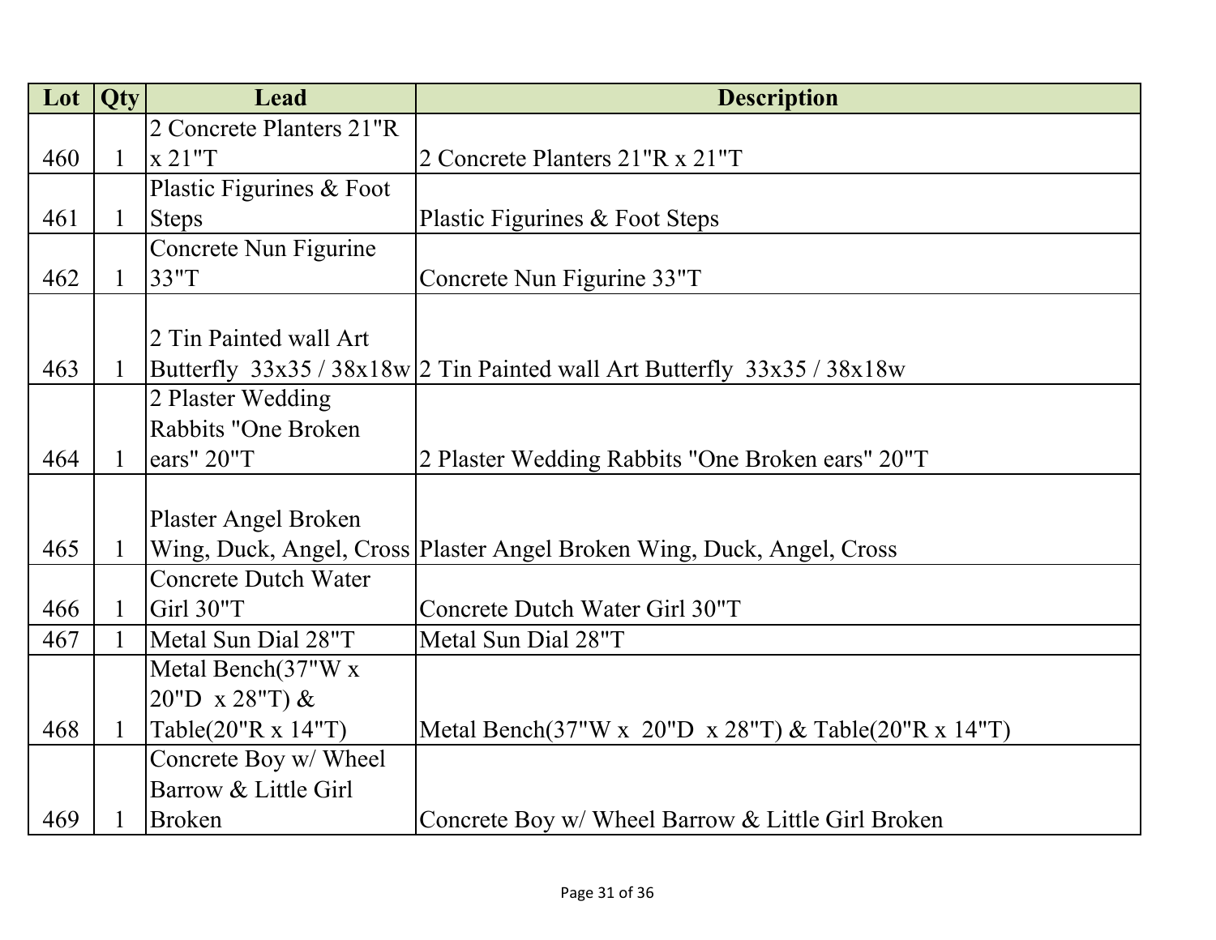| Lot | Qty | Lead | Description |
|---|---|---|---|
| 460 | 1 | 2 Concrete Planters 21"R x 21"T | 2 Concrete Planters 21"R x 21"T |
| 461 | 1 | Plastic Figurines & Foot Steps | Plastic Figurines & Foot Steps |
| 462 | 1 | Concrete Nun Figurine 33"T | Concrete Nun Figurine 33"T |
| 463 | 1 | 2 Tin Painted wall Art Butterfly  33x35 / 38x18w | 2 Tin Painted wall Art Butterfly  33x35 / 38x18w |
| 464 | 1 | 2 Plaster Wedding Rabbits "One Broken ears" 20"T | 2 Plaster Wedding Rabbits "One Broken ears" 20"T |
| 465 | 1 | Plaster Angel Broken Wing, Duck, Angel, Cross | Plaster Angel Broken Wing, Duck, Angel, Cross |
| 466 | 1 | Concrete Dutch Water Girl 30"T | Concrete Dutch Water Girl 30"T |
| 467 | 1 | Metal Sun Dial 28"T | Metal Sun Dial 28"T |
| 468 | 1 | Metal Bench(37"W x  20"D  x 28"T) & Table(20"R x 14"T) | Metal Bench(37"W x  20"D  x 28"T) & Table(20"R x 14"T) |
| 469 | 1 | Concrete Boy w/ Wheel Barrow & Little Girl Broken | Concrete Boy w/ Wheel Barrow & Little Girl Broken |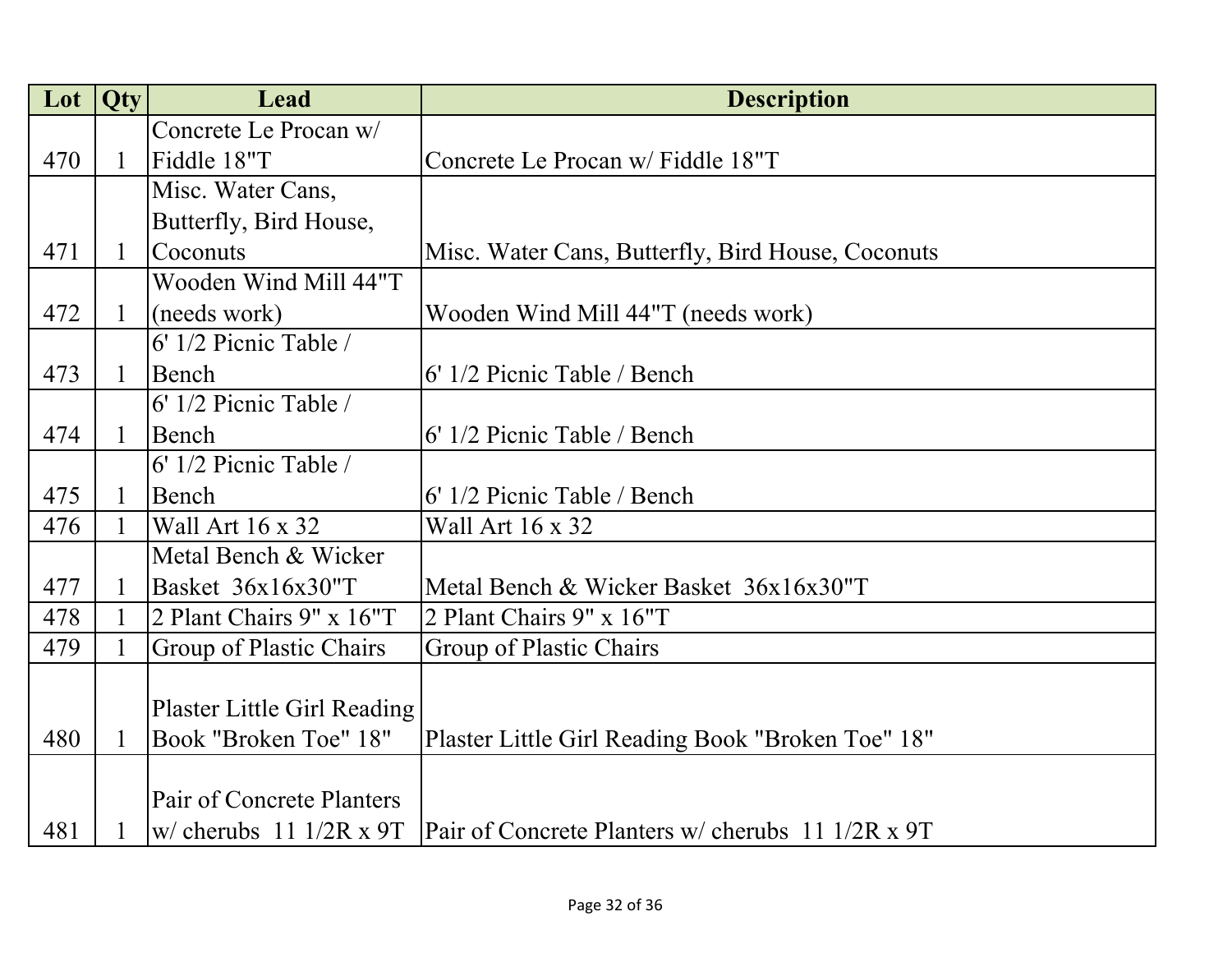| Lot | Qty | Lead | Description |
|---|---|---|---|
| 470 | 1 | Concrete Le Procan w/ Fiddle 18"T | Concrete Le Procan w/ Fiddle 18"T |
| 471 | 1 | Misc. Water Cans, Butterfly, Bird House, Coconuts | Misc. Water Cans, Butterfly, Bird House, Coconuts |
| 472 | 1 | Wooden Wind Mill 44"T (needs work) | Wooden Wind Mill 44"T (needs work) |
| 473 | 1 | 6' 1/2 Picnic Table / Bench | 6' 1/2 Picnic Table / Bench |
| 474 | 1 | 6' 1/2 Picnic Table / Bench | 6' 1/2 Picnic Table / Bench |
| 475 | 1 | 6' 1/2 Picnic Table / Bench | 6' 1/2 Picnic Table / Bench |
| 476 | 1 | Wall Art 16 x 32 | Wall Art 16 x 32 |
| 477 | 1 | Metal Bench & Wicker Basket 36x16x30"T | Metal Bench & Wicker Basket 36x16x30"T |
| 478 | 1 | 2 Plant Chairs 9" x 16"T | 2 Plant Chairs 9" x 16"T |
| 479 | 1 | Group of Plastic Chairs | Group of Plastic Chairs |
| 480 | 1 | Plaster Little Girl Reading Book "Broken Toe" 18" | Plaster Little Girl Reading Book "Broken Toe" 18" |
| 481 | 1 | Pair of Concrete Planters w/ cherubs 11 1/2R x 9T | Pair of Concrete Planters w/ cherubs 11 1/2R x 9T |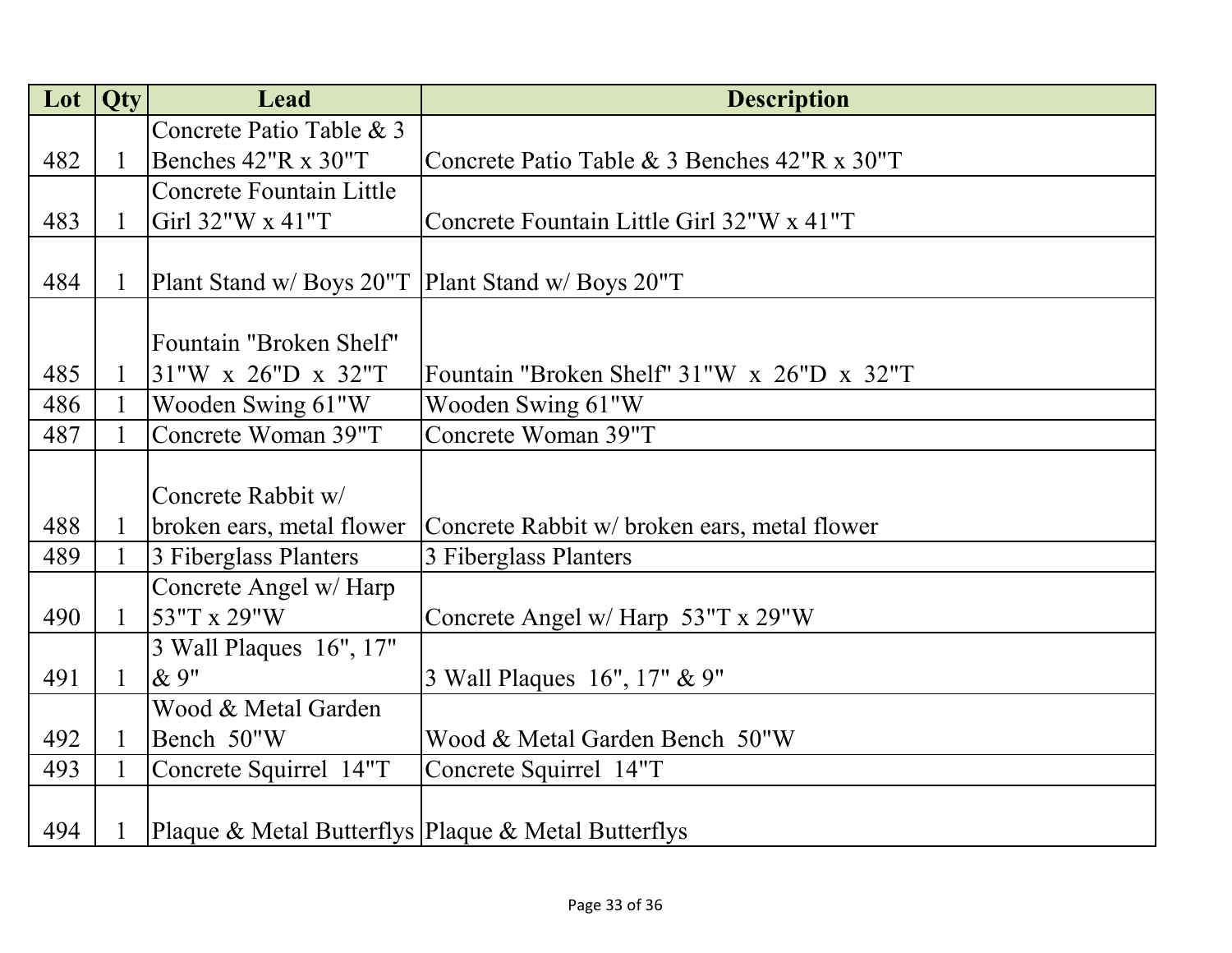| Lot | Qty | Lead | Description |
| --- | --- | --- | --- |
| 482 | 1 | Concrete Patio Table & 3 Benches 42"R x 30"T | Concrete Patio Table & 3 Benches 42"R x 30"T |
| 483 | 1 | Concrete Fountain Little Girl 32"W x 41"T | Concrete Fountain Little Girl 32"W x 41"T |
| 484 | 1 | Plant Stand w/ Boys 20"T | Plant Stand w/ Boys 20"T |
| 485 | 1 | Fountain "Broken Shelf" 31"W x 26"D x 32"T | Fountain "Broken Shelf" 31"W x 26"D x 32"T |
| 486 | 1 | Wooden Swing 61"W | Wooden Swing 61"W |
| 487 | 1 | Concrete Woman 39"T | Concrete Woman 39"T |
| 488 | 1 | Concrete Rabbit w/ broken ears, metal flower | Concrete Rabbit w/ broken ears, metal flower |
| 489 | 1 | 3 Fiberglass Planters | 3 Fiberglass Planters |
| 490 | 1 | Concrete Angel w/ Harp 53"T x 29"W | Concrete Angel w/ Harp 53"T x 29"W |
| 491 | 1 | 3 Wall Plaques 16", 17" & 9" | 3 Wall Plaques 16", 17" & 9" |
| 492 | 1 | Wood & Metal Garden Bench 50"W | Wood & Metal Garden Bench 50"W |
| 493 | 1 | Concrete Squirrel 14"T | Concrete Squirrel 14"T |
| 494 | 1 | Plaque & Metal Butterflys | Plaque & Metal Butterflys |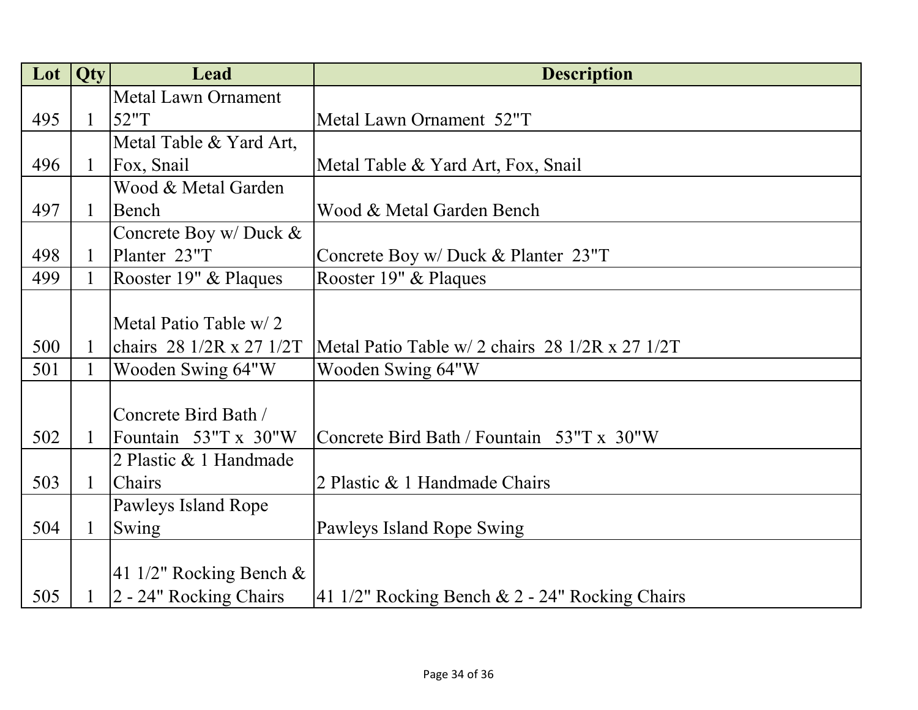| Lot | Qty | Lead | Description |
|---|---|---|---|
| 495 | 1 | Metal Lawn Ornament 52"T | Metal Lawn Ornament 52"T |
| 496 | 1 | Metal Table & Yard Art, Fox, Snail | Metal Table & Yard Art, Fox, Snail |
| 497 | 1 | Wood & Metal Garden Bench | Wood & Metal Garden Bench |
| 498 | 1 | Concrete Boy w/ Duck & Planter 23"T | Concrete Boy w/ Duck & Planter 23"T |
| 499 | 1 | Rooster 19" & Plaques | Rooster 19" & Plaques |
| 500 | 1 | Metal Patio Table w/ 2 chairs 28 1/2R x 27 1/2T | Metal Patio Table w/ 2 chairs 28 1/2R x 27 1/2T |
| 501 | 1 | Wooden Swing 64"W | Wooden Swing 64"W |
| 502 | 1 | Concrete Bird Bath / Fountain 53"T x 30"W | Concrete Bird Bath / Fountain 53"T x 30"W |
| 503 | 1 | 2 Plastic & 1 Handmade Chairs | 2 Plastic & 1 Handmade Chairs |
| 504 | 1 | Pawleys Island Rope Swing | Pawleys Island Rope Swing |
| 505 | 1 | 41 1/2" Rocking Bench & 2 - 24" Rocking Chairs | 41 1/2" Rocking Bench & 2 - 24" Rocking Chairs |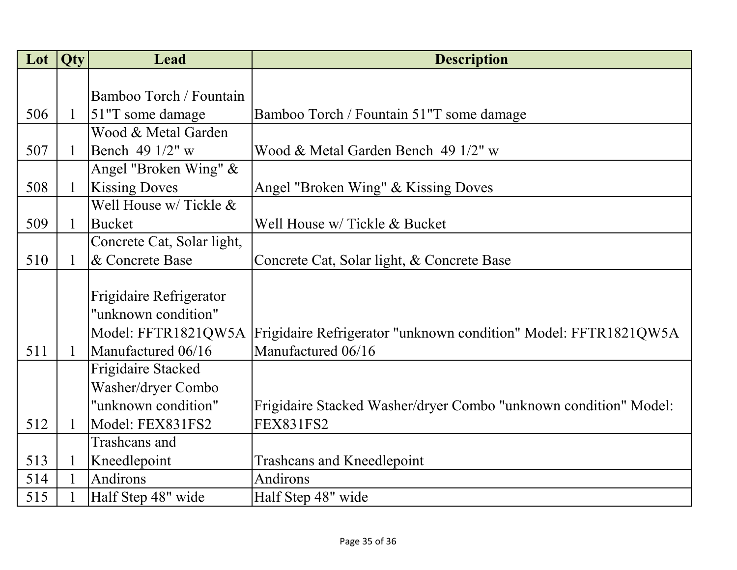| Lot | Qty | Lead | Description |
| --- | --- | --- | --- |
| 506 | 1 | Bamboo Torch / Fountain 51"T some damage | Bamboo Torch / Fountain 51"T some damage |
| 507 | 1 | Wood & Metal Garden Bench 49 1/2" w | Wood & Metal Garden Bench 49 1/2" w |
| 508 | 1 | Angel "Broken Wing" & Kissing Doves | Angel "Broken Wing" & Kissing Doves |
| 509 | 1 | Well House w/ Tickle & Bucket | Well House w/ Tickle & Bucket |
| 510 | 1 | Concrete Cat, Solar light, & Concrete Base | Concrete Cat, Solar light, & Concrete Base |
| 511 | 1 | Frigidaire Refrigerator "unknown condition" Model: FFTR1821QW5A Manufactured 06/16 | Frigidaire Refrigerator "unknown condition" Model: FFTR1821QW5A Manufactured 06/16 |
| 512 | 1 | Frigidaire Stacked Washer/dryer Combo "unknown condition" Model: FEX831FS2 | Frigidaire Stacked Washer/dryer Combo "unknown condition" Model: FEX831FS2 |
| 513 | 1 | Trashcans and Kneedlepoint | Trashcans and Kneedlepoint |
| 514 | 1 | Andirons | Andirons |
| 515 | 1 | Half Step 48" wide | Half Step 48" wide |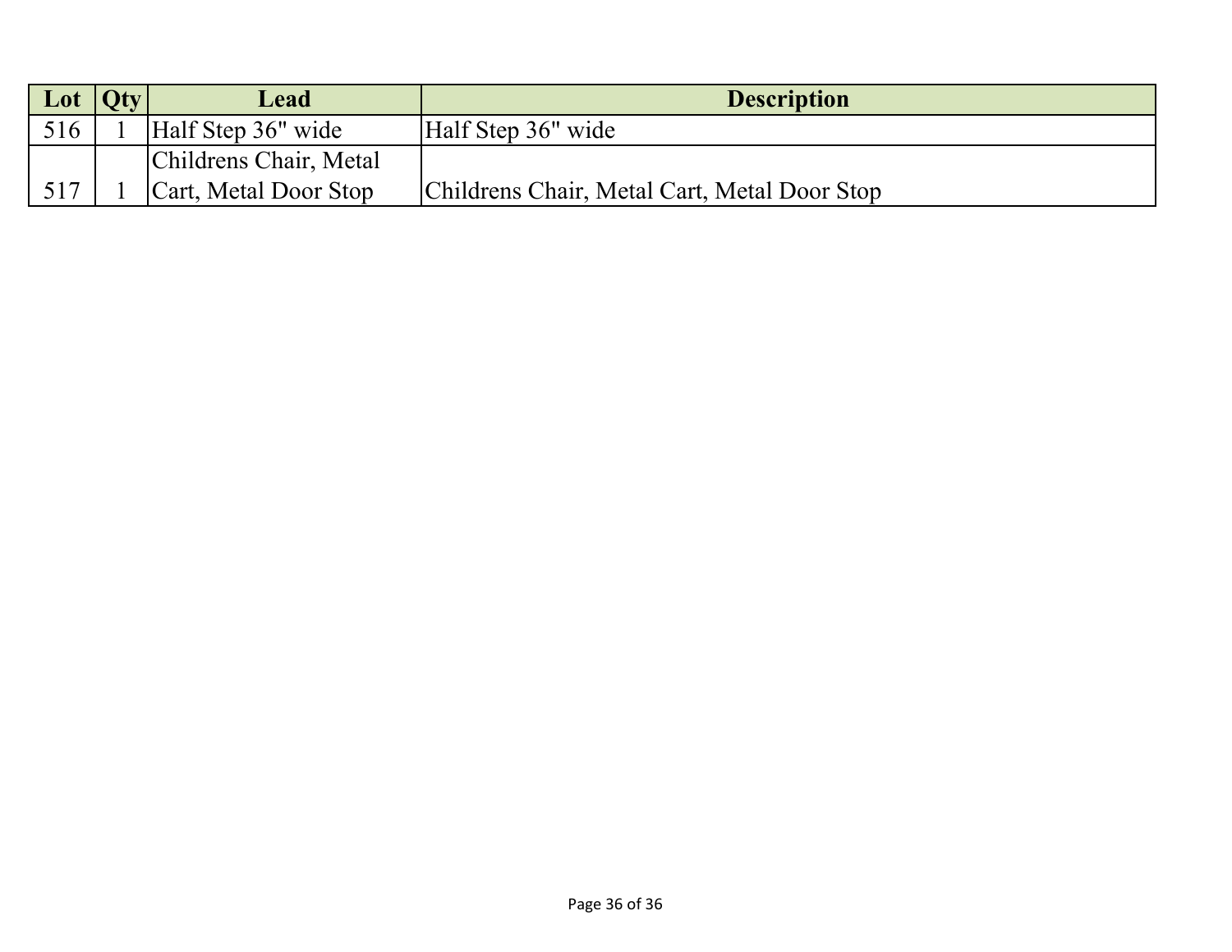| Lot | Qty | Lead | Description |
| --- | --- | --- | --- |
| 516 | 1 | Half Step 36" wide | Half Step 36" wide |
| 517 | 1 | Childrens Chair, Metal Cart, Metal Door Stop | Childrens Chair, Metal Cart, Metal Door Stop |